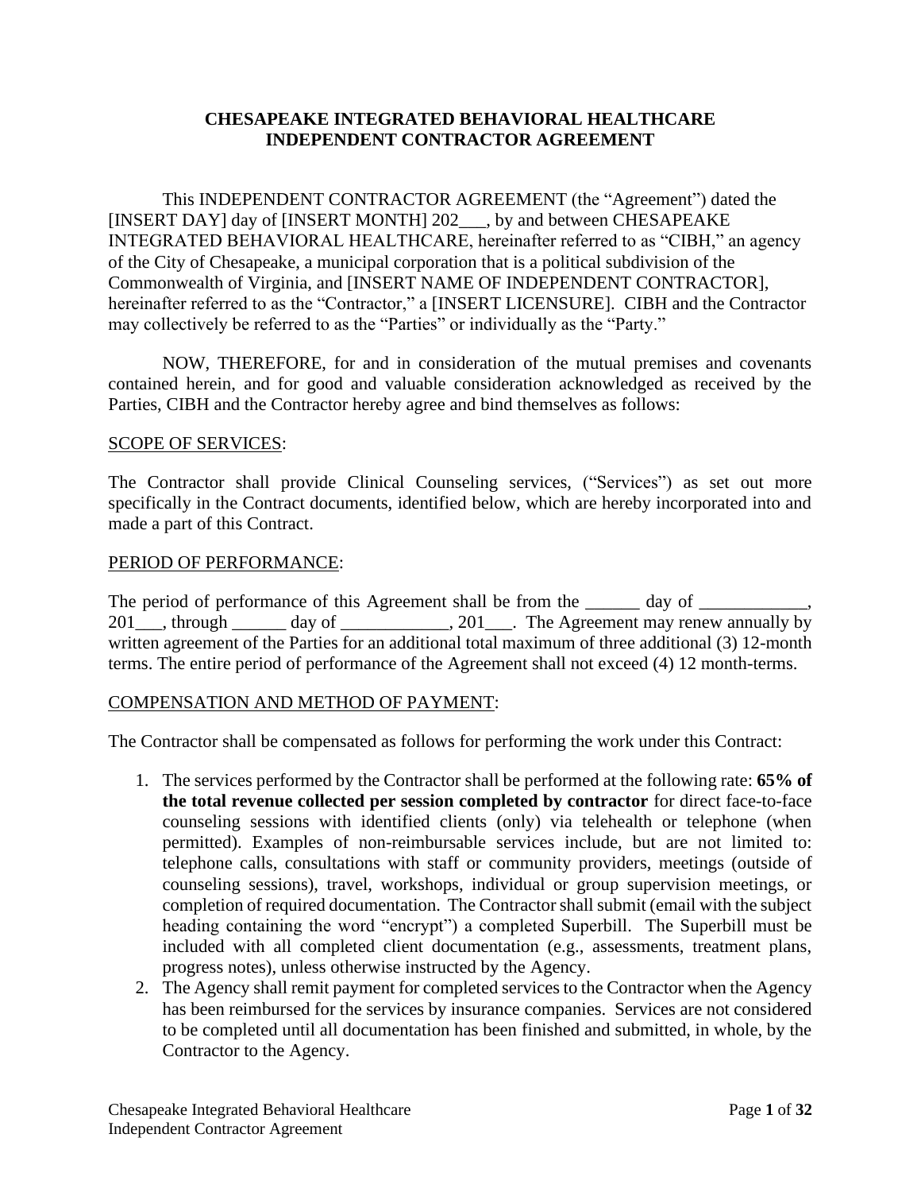# CHESAPEAKE INTEGRATED BEHAVIORAL HEALTHCARE
# INDEPENDENT CONTRACTOR AGREEMENT

This INDEPENDENT CONTRACTOR AGREEMENT (the "Agreement") dated the [INSERT DAY] day of [INSERT MONTH] 202___, by and between CHESAPEAKE INTEGRATED BEHAVIORAL HEALTHCARE, hereinafter referred to as "CIBH," an agency of the City of Chesapeake, a municipal corporation that is a political subdivision of the Commonwealth of Virginia, and [INSERT NAME OF INDEPENDENT CONTRACTOR], hereinafter referred to as the "Contractor," a [INSERT LICENSURE]. CIBH and the Contractor may collectively be referred to as the "Parties" or individually as the "Party."

NOW, THEREFORE, for and in consideration of the mutual premises and covenants contained herein, and for good and valuable consideration acknowledged as received by the Parties, CIBH and the Contractor hereby agree and bind themselves as follows:

<u>SCOPE OF SERVICES</u>:

The Contractor shall provide Clinical Counseling services, ("Services") as set out more specifically in the Contract documents, identified below, which are hereby incorporated into and made a part of this Contract.

<u>PERIOD OF PERFORMANCE</u>:

The period of performance of this Agreement shall be from the ______ day of ____________, 201___, through ______ day of ____________, 201___. The Agreement may renew annually by written agreement of the Parties for an additional total maximum of three additional (3) 12-month terms. The entire period of performance of the Agreement shall not exceed (4) 12 month-terms.

<u>COMPENSATION AND METHOD OF PAYMENT</u>:

The Contractor shall be compensated as follows for performing the work under this Contract:

1. The services performed by the Contractor shall be performed at the following rate: **65% of the total revenue collected per session completed by contractor** for direct face-to-face counseling sessions with identified clients (only) via telehealth or telephone (when permitted). Examples of non-reimbursable services include, but are not limited to: telephone calls, consultations with staff or community providers, meetings (outside of counseling sessions), travel, workshops, individual or group supervision meetings, or completion of required documentation. The Contractor shall submit (email with the subject heading containing the word "encrypt") a completed Superbill. The Superbill must be included with all completed client documentation (e.g., assessments, treatment plans, progress notes), unless otherwise instructed by the Agency.
2. The Agency shall remit payment for completed services to the Contractor when the Agency has been reimbursed for the services by insurance companies. Services are not considered to be completed until all documentation has been finished and submitted, in whole, by the Contractor to the Agency.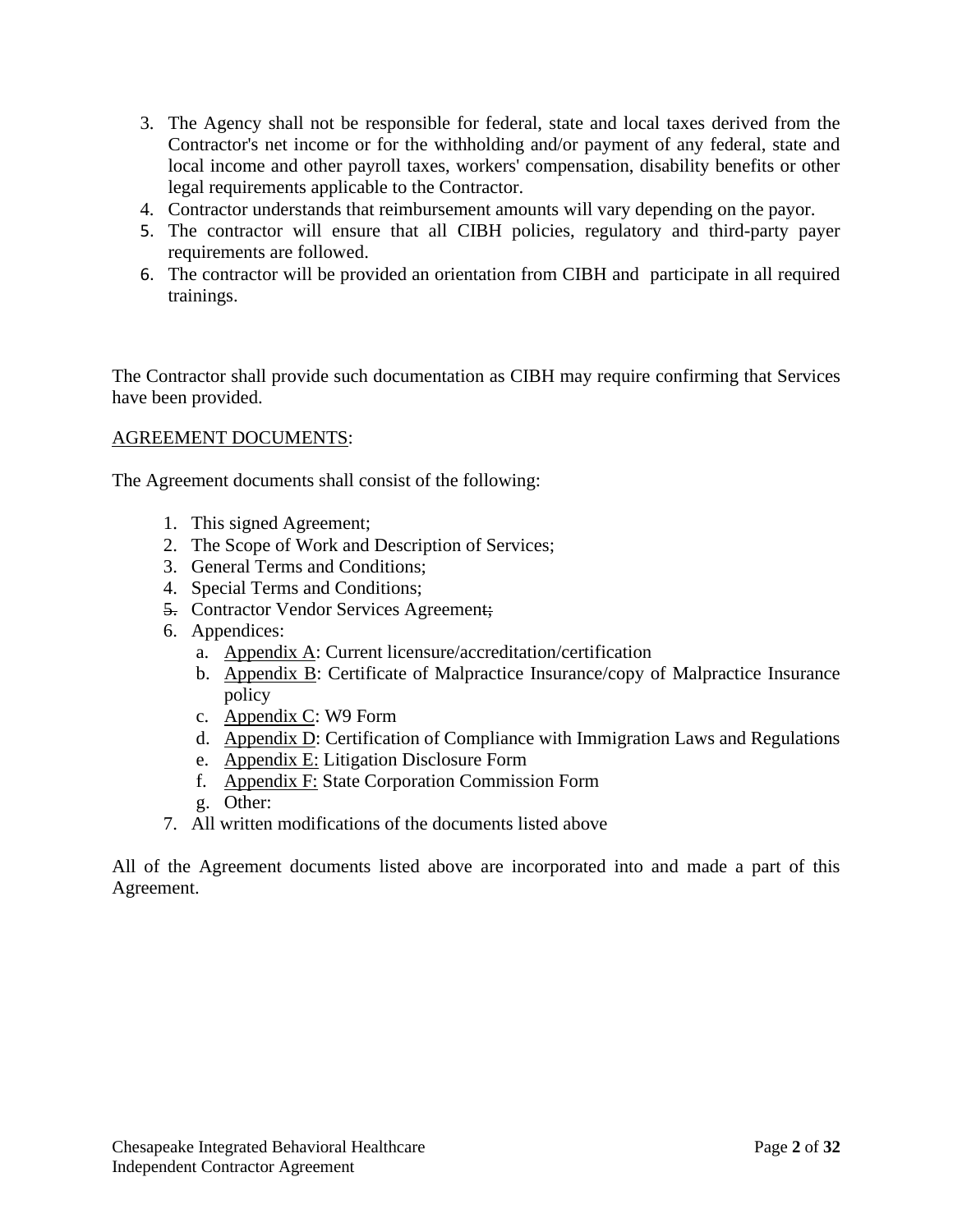3. The Agency shall not be responsible for federal, state and local taxes derived from the Contractor's net income or for the withholding and/or payment of any federal, state and local income and other payroll taxes, workers' compensation, disability benefits or other legal requirements applicable to the Contractor.
4. Contractor understands that reimbursement amounts will vary depending on the payor.
5. The contractor will ensure that all CIBH policies, regulatory and third-party payer requirements are followed.
6. The contractor will be provided an orientation from CIBH and participate in all required trainings.

The Contractor shall provide such documentation as CIBH may require confirming that Services have been provided.

<u>AGREEMENT DOCUMENTS</u>:

The Agreement documents shall consist of the following:

1. This signed Agreement;
2. The Scope of Work and Description of Services;
3. General Terms and Conditions;
4. Special Terms and Conditions;
5. Contractor Vendor Services Agreement;
6. Appendices:
   a. <u>Appendix A</u>: Current licensure/accreditation/certification
   b. <u>Appendix B</u>: Certificate of Malpractice Insurance/copy of Malpractice Insurance policy
   c. <u>Appendix C</u>: W9 Form
   d. <u>Appendix D</u>: Certification of Compliance with Immigration Laws and Regulations
   e. <u>Appendix E:</u> Litigation Disclosure Form
   f. <u>Appendix F:</u> State Corporation Commission Form
   g. Other:
7. All written modifications of the documents listed above

All of the Agreement documents listed above are incorporated into and made a part of this Agreement.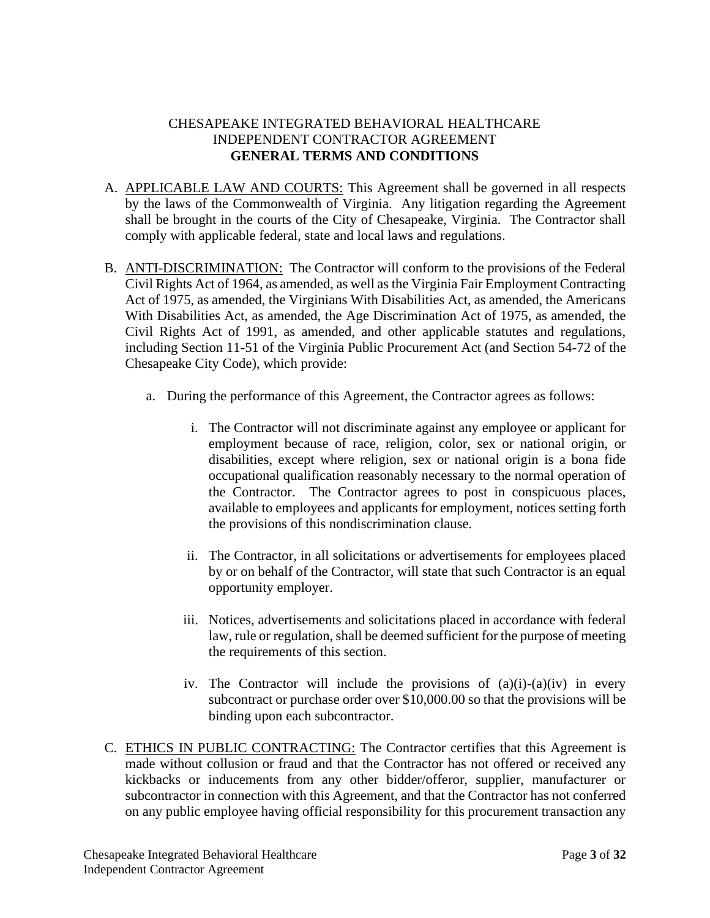CHESAPEAKE INTEGRATED BEHAVIORAL HEALTHCARE
INDEPENDENT CONTRACTOR AGREEMENT

**GENERAL TERMS AND CONDITIONS**

A. APPLICABLE LAW AND COURTS: This Agreement shall be governed in all respects by the laws of the Commonwealth of Virginia. Any litigation regarding the Agreement shall be brought in the courts of the City of Chesapeake, Virginia. The Contractor shall comply with applicable federal, state and local laws and regulations.

B. ANTI-DISCRIMINATION: The Contractor will conform to the provisions of the Federal Civil Rights Act of 1964, as amended, as well as the Virginia Fair Employment Contracting Act of 1975, as amended, the Virginians With Disabilities Act, as amended, the Americans With Disabilities Act, as amended, the Age Discrimination Act of 1975, as amended, the Civil Rights Act of 1991, as amended, and other applicable statutes and regulations, including Section 11-51 of the Virginia Public Procurement Act (and Section 54-72 of the Chesapeake City Code), which provide:

   a. During the performance of this Agreement, the Contractor agrees as follows:

      i. The Contractor will not discriminate against any employee or applicant for employment because of race, religion, color, sex or national origin, or disabilities, except where religion, sex or national origin is a bona fide occupational qualification reasonably necessary to the normal operation of the Contractor. The Contractor agrees to post in conspicuous places, available to employees and applicants for employment, notices setting forth the provisions of this nondiscrimination clause.

      ii. The Contractor, in all solicitations or advertisements for employees placed by or on behalf of the Contractor, will state that such Contractor is an equal opportunity employer.

      iii. Notices, advertisements and solicitations placed in accordance with federal law, rule or regulation, shall be deemed sufficient for the purpose of meeting the requirements of this section.

      iv. The Contractor will include the provisions of (a)(i)-(a)(iv) in every subcontract or purchase order over $10,000.00 so that the provisions will be binding upon each subcontractor.

C. ETHICS IN PUBLIC CONTRACTING: The Contractor certifies that this Agreement is made without collusion or fraud and that the Contractor has not offered or received any kickbacks or inducements from any other bidder/offeror, supplier, manufacturer or subcontractor in connection with this Agreement, and that the Contractor has not conferred on any public employee having official responsibility for this procurement transaction any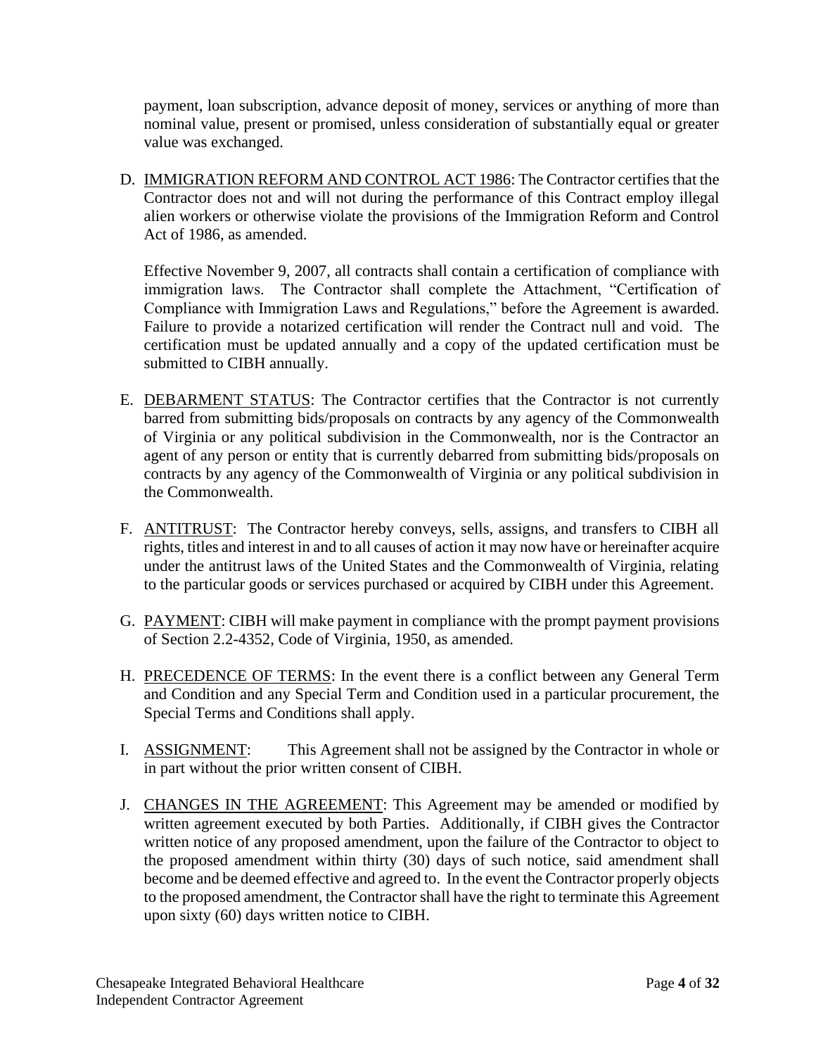payment, loan subscription, advance deposit of money, services or anything of more than nominal value, present or promised, unless consideration of substantially equal or greater value was exchanged.

D. <u>IMMIGRATION REFORM AND CONTROL ACT 1986</u>: The Contractor certifies that the Contractor does not and will not during the performance of this Contract employ illegal alien workers or otherwise violate the provisions of the Immigration Reform and Control Act of 1986, as amended.

   Effective November 9, 2007, all contracts shall contain a certification of compliance with immigration laws. The Contractor shall complete the Attachment, "Certification of Compliance with Immigration Laws and Regulations," before the Agreement is awarded. Failure to provide a notarized certification will render the Contract null and void. The certification must be updated annually and a copy of the updated certification must be submitted to CIBH annually.

E. <u>DEBARMENT STATUS</u>: The Contractor certifies that the Contractor is not currently barred from submitting bids/proposals on contracts by any agency of the Commonwealth of Virginia or any political subdivision in the Commonwealth, nor is the Contractor an agent of any person or entity that is currently debarred from submitting bids/proposals on contracts by any agency of the Commonwealth of Virginia or any political subdivision in the Commonwealth.

F. <u>ANTITRUST</u>: The Contractor hereby conveys, sells, assigns, and transfers to CIBH all rights, titles and interest in and to all causes of action it may now have or hereinafter acquire under the antitrust laws of the United States and the Commonwealth of Virginia, relating to the particular goods or services purchased or acquired by CIBH under this Agreement.

G. <u>PAYMENT</u>: CIBH will make payment in compliance with the prompt payment provisions of Section 2.2-4352, Code of Virginia, 1950, as amended.

H. <u>PRECEDENCE OF TERMS</u>: In the event there is a conflict between any General Term and Condition and any Special Term and Condition used in a particular procurement, the Special Terms and Conditions shall apply.

I. <u>ASSIGNMENT</u>: This Agreement shall not be assigned by the Contractor in whole or in part without the prior written consent of CIBH.

J. <u>CHANGES IN THE AGREEMENT</u>: This Agreement may be amended or modified by written agreement executed by both Parties. Additionally, if CIBH gives the Contractor written notice of any proposed amendment, upon the failure of the Contractor to object to the proposed amendment within thirty (30) days of such notice, said amendment shall become and be deemed effective and agreed to. In the event the Contractor properly objects to the proposed amendment, the Contractor shall have the right to terminate this Agreement upon sixty (60) days written notice to CIBH.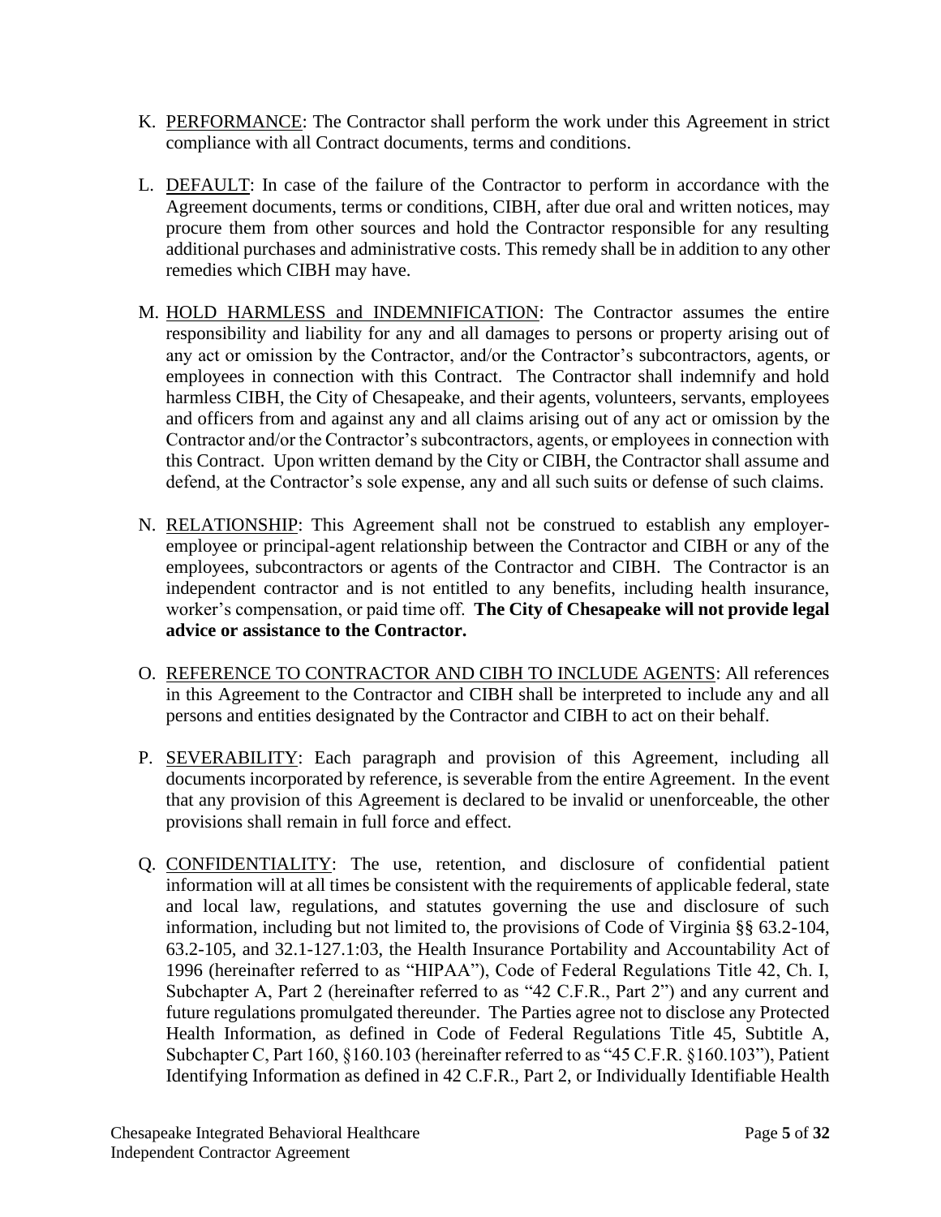K. <u>PERFORMANCE</u>: The Contractor shall perform the work under this Agreement in strict compliance with all Contract documents, terms and conditions.

L. <u>DEFAULT</u>: In case of the failure of the Contractor to perform in accordance with the Agreement documents, terms or conditions, CIBH, after due oral and written notices, may procure them from other sources and hold the Contractor responsible for any resulting additional purchases and administrative costs. This remedy shall be in addition to any other remedies which CIBH may have.

M. <u>HOLD HARMLESS and INDEMNIFICATION</u>: The Contractor assumes the entire responsibility and liability for any and all damages to persons or property arising out of any act or omission by the Contractor, and/or the Contractor's subcontractors, agents, or employees in connection with this Contract. The Contractor shall indemnify and hold harmless CIBH, the City of Chesapeake, and their agents, volunteers, servants, employees and officers from and against any and all claims arising out of any act or omission by the Contractor and/or the Contractor's subcontractors, agents, or employees in connection with this Contract. Upon written demand by the City or CIBH, the Contractor shall assume and defend, at the Contractor's sole expense, any and all such suits or defense of such claims.

N. <u>RELATIONSHIP</u>: This Agreement shall not be construed to establish any employer-employee or principal-agent relationship between the Contractor and CIBH or any of the employees, subcontractors or agents of the Contractor and CIBH. The Contractor is an independent contractor and is not entitled to any benefits, including health insurance, worker's compensation, or paid time off. **The City of Chesapeake will not provide legal advice or assistance to the Contractor.**

O. <u>REFERENCE TO CONTRACTOR AND CIBH TO INCLUDE AGENTS</u>: All references in this Agreement to the Contractor and CIBH shall be interpreted to include any and all persons and entities designated by the Contractor and CIBH to act on their behalf.

P. <u>SEVERABILITY</u>: Each paragraph and provision of this Agreement, including all documents incorporated by reference, is severable from the entire Agreement. In the event that any provision of this Agreement is declared to be invalid or unenforceable, the other provisions shall remain in full force and effect.

Q. <u>CONFIDENTIALITY</u>: The use, retention, and disclosure of confidential patient information will at all times be consistent with the requirements of applicable federal, state and local law, regulations, and statutes governing the use and disclosure of such information, including but not limited to, the provisions of Code of Virginia §§ 63.2-104, 63.2-105, and 32.1-127.1:03, the Health Insurance Portability and Accountability Act of 1996 (hereinafter referred to as "HIPAA"), Code of Federal Regulations Title 42, Ch. I, Subchapter A, Part 2 (hereinafter referred to as "42 C.F.R., Part 2") and any current and future regulations promulgated thereunder. The Parties agree not to disclose any Protected Health Information, as defined in Code of Federal Regulations Title 45, Subtitle A, Subchapter C, Part 160, §160.103 (hereinafter referred to as "45 C.F.R. §160.103"), Patient Identifying Information as defined in 42 C.F.R., Part 2, or Individually Identifiable Health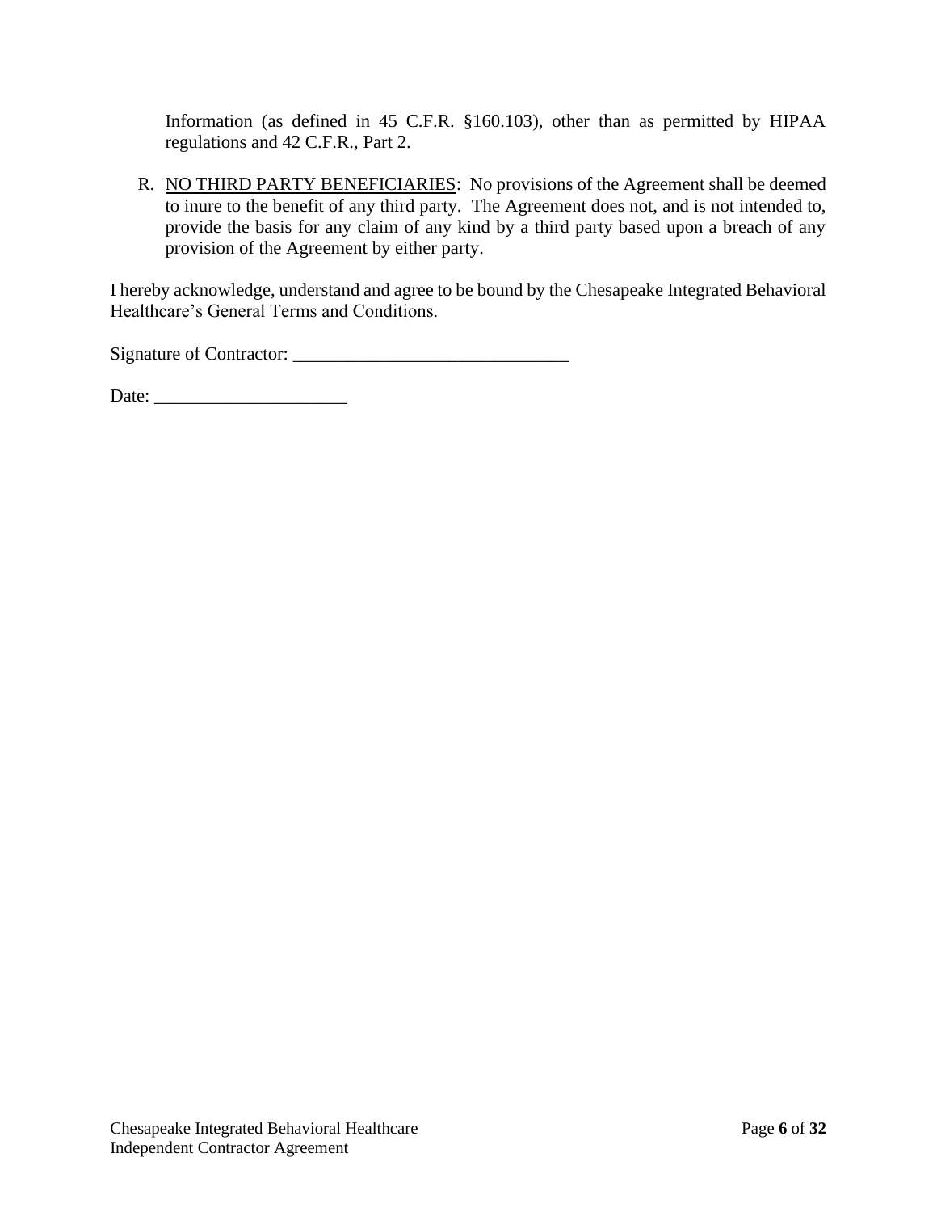Information (as defined in 45 C.F.R. §160.103), other than as permitted by HIPAA regulations and 42 C.F.R., Part 2.

R. <u>NO THIRD PARTY BENEFICIARIES</u>: No provisions of the Agreement shall be deemed to inure to the benefit of any third party. The Agreement does not, and is not intended to, provide the basis for any claim of any kind by a third party based upon a breach of any provision of the Agreement by either party.

I hereby acknowledge, understand and agree to be bound by the Chesapeake Integrated Behavioral Healthcare's General Terms and Conditions.

Signature of Contractor: ______________________________

Date: _____________________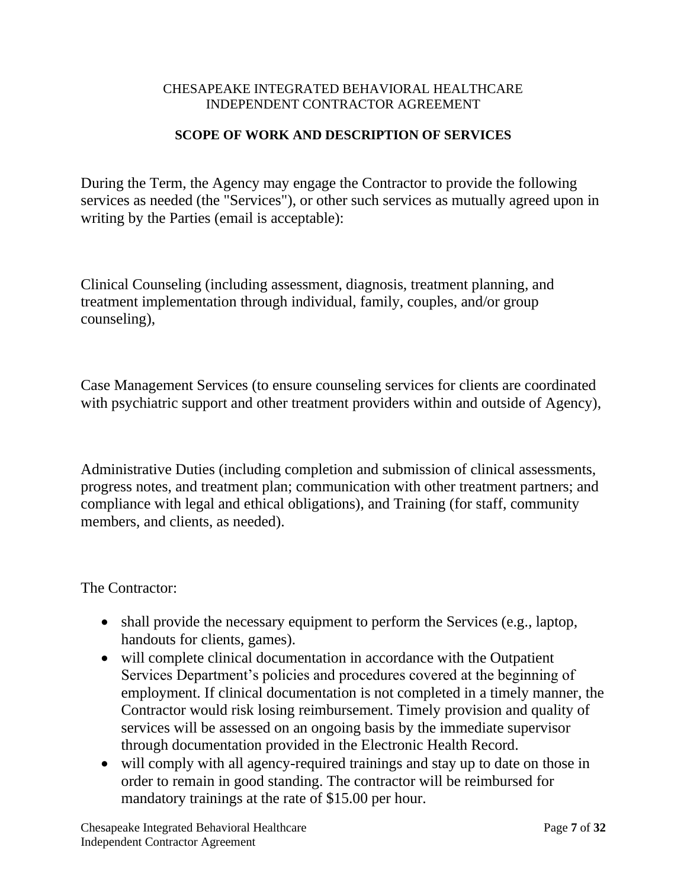CHESAPEAKE INTEGRATED BEHAVIORAL HEALTHCARE
INDEPENDENT CONTRACTOR AGREEMENT

**SCOPE OF WORK AND DESCRIPTION OF SERVICES**

During the Term, the Agency may engage the Contractor to provide the following services as needed (the "Services"), or other such services as mutually agreed upon in writing by the Parties (email is acceptable):

Clinical Counseling (including assessment, diagnosis, treatment planning, and treatment implementation through individual, family, couples, and/or group counseling),

Case Management Services (to ensure counseling services for clients are coordinated with psychiatric support and other treatment providers within and outside of Agency),

Administrative Duties (including completion and submission of clinical assessments, progress notes, and treatment plan; communication with other treatment partners; and compliance with legal and ethical obligations), and Training (for staff, community members, and clients, as needed).

The Contractor:

- shall provide the necessary equipment to perform the Services (e.g., laptop, handouts for clients, games).
- will complete clinical documentation in accordance with the Outpatient Services Department's policies and procedures covered at the beginning of employment. If clinical documentation is not completed in a timely manner, the Contractor would risk losing reimbursement. Timely provision and quality of services will be assessed on an ongoing basis by the immediate supervisor through documentation provided in the Electronic Health Record.
- will comply with all agency-required trainings and stay up to date on those in order to remain in good standing. The contractor will be reimbursed for mandatory trainings at the rate of $15.00 per hour.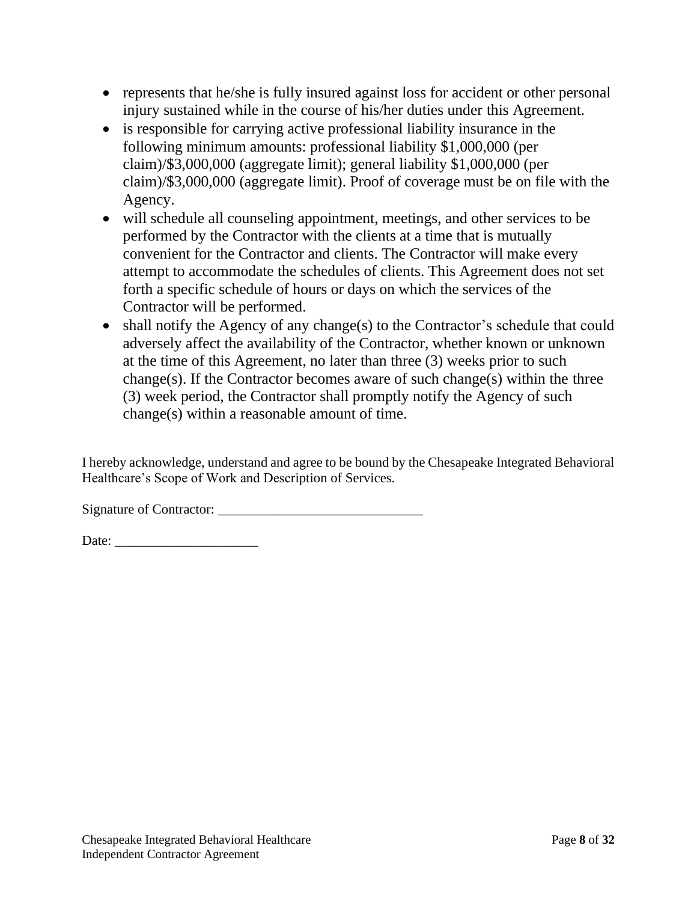- represents that he/she is fully insured against loss for accident or other personal injury sustained while in the course of his/her duties under this Agreement.
- is responsible for carrying active professional liability insurance in the following minimum amounts: professional liability $1,000,000 (per claim)/$3,000,000 (aggregate limit); general liability $1,000,000 (per claim)/$3,000,000 (aggregate limit). Proof of coverage must be on file with the Agency.
- will schedule all counseling appointment, meetings, and other services to be performed by the Contractor with the clients at a time that is mutually convenient for the Contractor and clients. The Contractor will make every attempt to accommodate the schedules of clients. This Agreement does not set forth a specific schedule of hours or days on which the services of the Contractor will be performed.
- shall notify the Agency of any change(s) to the Contractor's schedule that could adversely affect the availability of the Contractor, whether known or unknown at the time of this Agreement, no later than three (3) weeks prior to such change(s). If the Contractor becomes aware of such change(s) within the three (3) week period, the Contractor shall promptly notify the Agency of such change(s) within a reasonable amount of time.

I hereby acknowledge, understand and agree to be bound by the Chesapeake Integrated Behavioral Healthcare's Scope of Work and Description of Services.

Signature of Contractor: ______________________________

Date: _____________________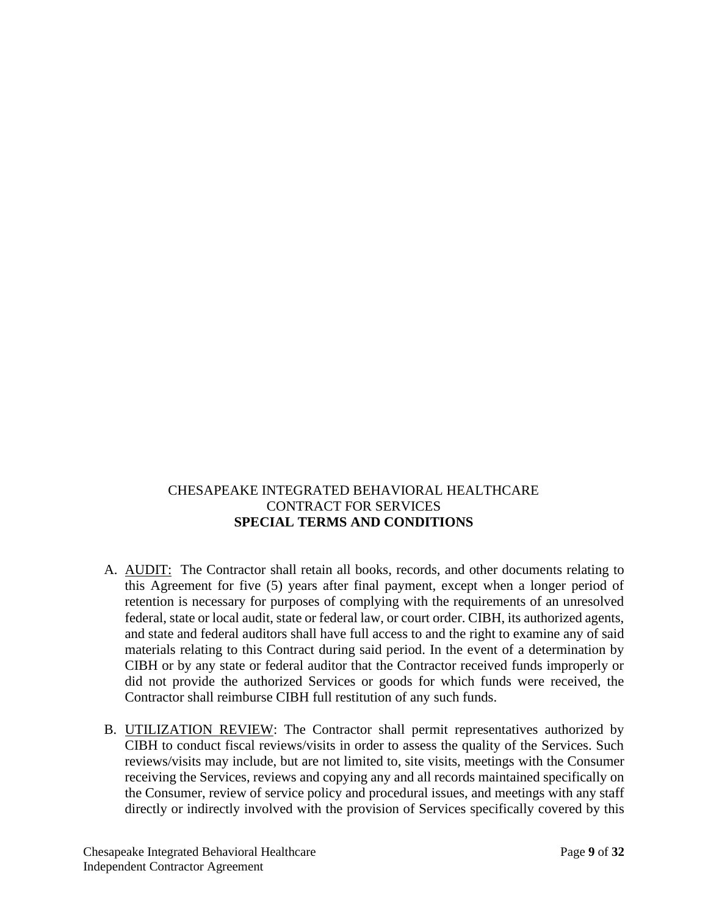CHESAPEAKE INTEGRATED BEHAVIORAL HEALTHCARE
CONTRACT FOR SERVICES
**SPECIAL TERMS AND CONDITIONS**

A. AUDIT: The Contractor shall retain all books, records, and other documents relating to this Agreement for five (5) years after final payment, except when a longer period of retention is necessary for purposes of complying with the requirements of an unresolved federal, state or local audit, state or federal law, or court order. CIBH, its authorized agents, and state and federal auditors shall have full access to and the right to examine any of said materials relating to this Contract during said period. In the event of a determination by CIBH or by any state or federal auditor that the Contractor received funds improperly or did not provide the authorized Services or goods for which funds were received, the Contractor shall reimburse CIBH full restitution of any such funds.

B. UTILIZATION REVIEW: The Contractor shall permit representatives authorized by CIBH to conduct fiscal reviews/visits in order to assess the quality of the Services. Such reviews/visits may include, but are not limited to, site visits, meetings with the Consumer receiving the Services, reviews and copying any and all records maintained specifically on the Consumer, review of service policy and procedural issues, and meetings with any staff directly or indirectly involved with the provision of Services specifically covered by this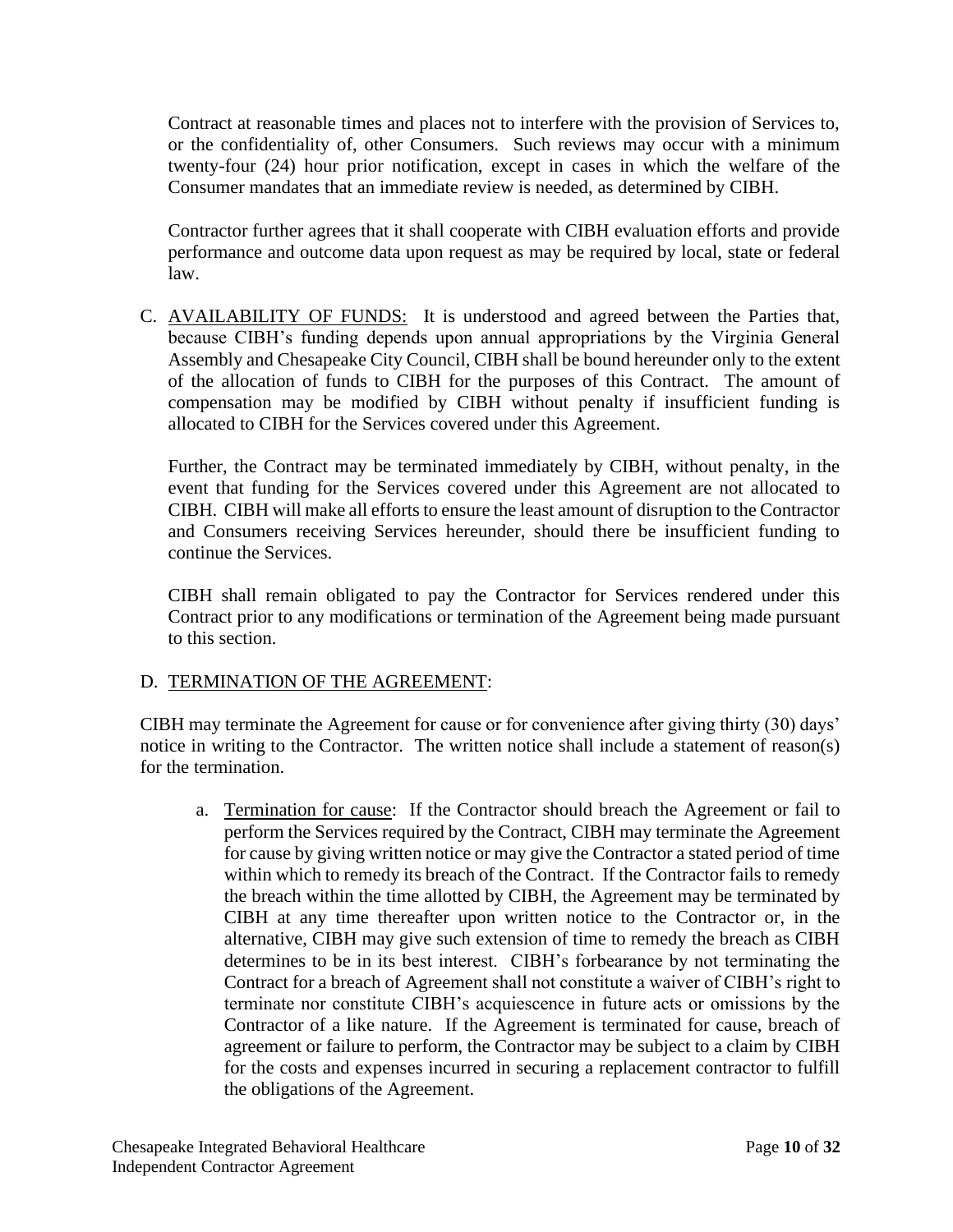Contract at reasonable times and places not to interfere with the provision of Services to, or the confidentiality of, other Consumers. Such reviews may occur with a minimum twenty-four (24) hour prior notification, except in cases in which the welfare of the Consumer mandates that an immediate review is needed, as determined by CIBH.

Contractor further agrees that it shall cooperate with CIBH evaluation efforts and provide performance and outcome data upon request as may be required by local, state or federal law.

C. <u>AVAILABILITY OF FUNDS:</u> It is understood and agreed between the Parties that, because CIBH's funding depends upon annual appropriations by the Virginia General Assembly and Chesapeake City Council, CIBH shall be bound hereunder only to the extent of the allocation of funds to CIBH for the purposes of this Contract. The amount of compensation may be modified by CIBH without penalty if insufficient funding is allocated to CIBH for the Services covered under this Agreement.

Further, the Contract may be terminated immediately by CIBH, without penalty, in the event that funding for the Services covered under this Agreement are not allocated to CIBH. CIBH will make all efforts to ensure the least amount of disruption to the Contractor and Consumers receiving Services hereunder, should there be insufficient funding to continue the Services.

CIBH shall remain obligated to pay the Contractor for Services rendered under this Contract prior to any modifications or termination of the Agreement being made pursuant to this section.

D. <u>TERMINATION OF THE AGREEMENT</u>:

CIBH may terminate the Agreement for cause or for convenience after giving thirty (30) days' notice in writing to the Contractor. The written notice shall include a statement of reason(s) for the termination.

a. <u>Termination for cause</u>: If the Contractor should breach the Agreement or fail to perform the Services required by the Contract, CIBH may terminate the Agreement for cause by giving written notice or may give the Contractor a stated period of time within which to remedy its breach of the Contract. If the Contractor fails to remedy the breach within the time allotted by CIBH, the Agreement may be terminated by CIBH at any time thereafter upon written notice to the Contractor or, in the alternative, CIBH may give such extension of time to remedy the breach as CIBH determines to be in its best interest. CIBH's forbearance by not terminating the Contract for a breach of Agreement shall not constitute a waiver of CIBH's right to terminate nor constitute CIBH's acquiescence in future acts or omissions by the Contractor of a like nature. If the Agreement is terminated for cause, breach of agreement or failure to perform, the Contractor may be subject to a claim by CIBH for the costs and expenses incurred in securing a replacement contractor to fulfill the obligations of the Agreement.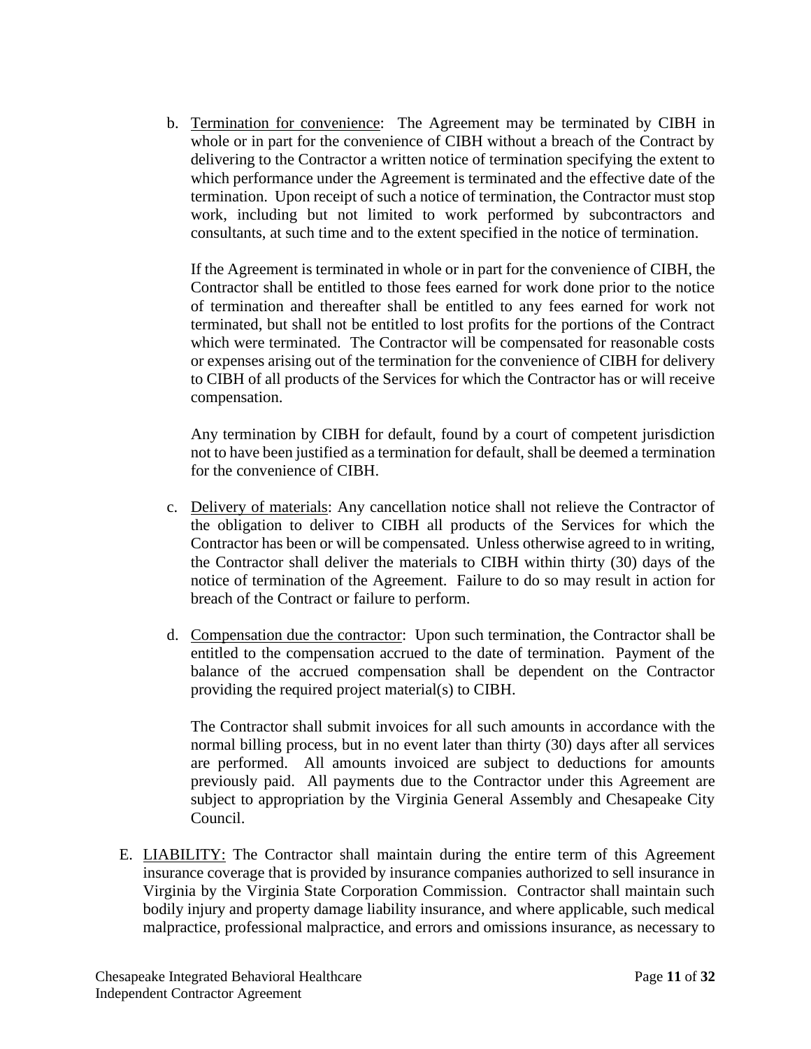b. <u>Termination for convenience</u>: The Agreement may be terminated by CIBH in whole or in part for the convenience of CIBH without a breach of the Contract by delivering to the Contractor a written notice of termination specifying the extent to which performance under the Agreement is terminated and the effective date of the termination. Upon receipt of such a notice of termination, the Contractor must stop work, including but not limited to work performed by subcontractors and consultants, at such time and to the extent specified in the notice of termination.

   If the Agreement is terminated in whole or in part for the convenience of CIBH, the Contractor shall be entitled to those fees earned for work done prior to the notice of termination and thereafter shall be entitled to any fees earned for work not terminated, but shall not be entitled to lost profits for the portions of the Contract which were terminated. The Contractor will be compensated for reasonable costs or expenses arising out of the termination for the convenience of CIBH for delivery to CIBH of all products of the Services for which the Contractor has or will receive compensation.

   Any termination by CIBH for default, found by a court of competent jurisdiction not to have been justified as a termination for default, shall be deemed a termination for the convenience of CIBH.

c. <u>Delivery of materials</u>: Any cancellation notice shall not relieve the Contractor of the obligation to deliver to CIBH all products of the Services for which the Contractor has been or will be compensated. Unless otherwise agreed to in writing, the Contractor shall deliver the materials to CIBH within thirty (30) days of the notice of termination of the Agreement. Failure to do so may result in action for breach of the Contract or failure to perform.

d. <u>Compensation due the contractor</u>: Upon such termination, the Contractor shall be entitled to the compensation accrued to the date of termination. Payment of the balance of the accrued compensation shall be dependent on the Contractor providing the required project material(s) to CIBH.

   The Contractor shall submit invoices for all such amounts in accordance with the normal billing process, but in no event later than thirty (30) days after all services are performed. All amounts invoiced are subject to deductions for amounts previously paid. All payments due to the Contractor under this Agreement are subject to appropriation by the Virginia General Assembly and Chesapeake City Council.

E. <u>LIABILITY:</u> The Contractor shall maintain during the entire term of this Agreement insurance coverage that is provided by insurance companies authorized to sell insurance in Virginia by the Virginia State Corporation Commission. Contractor shall maintain such bodily injury and property damage liability insurance, and where applicable, such medical malpractice, professional malpractice, and errors and omissions insurance, as necessary to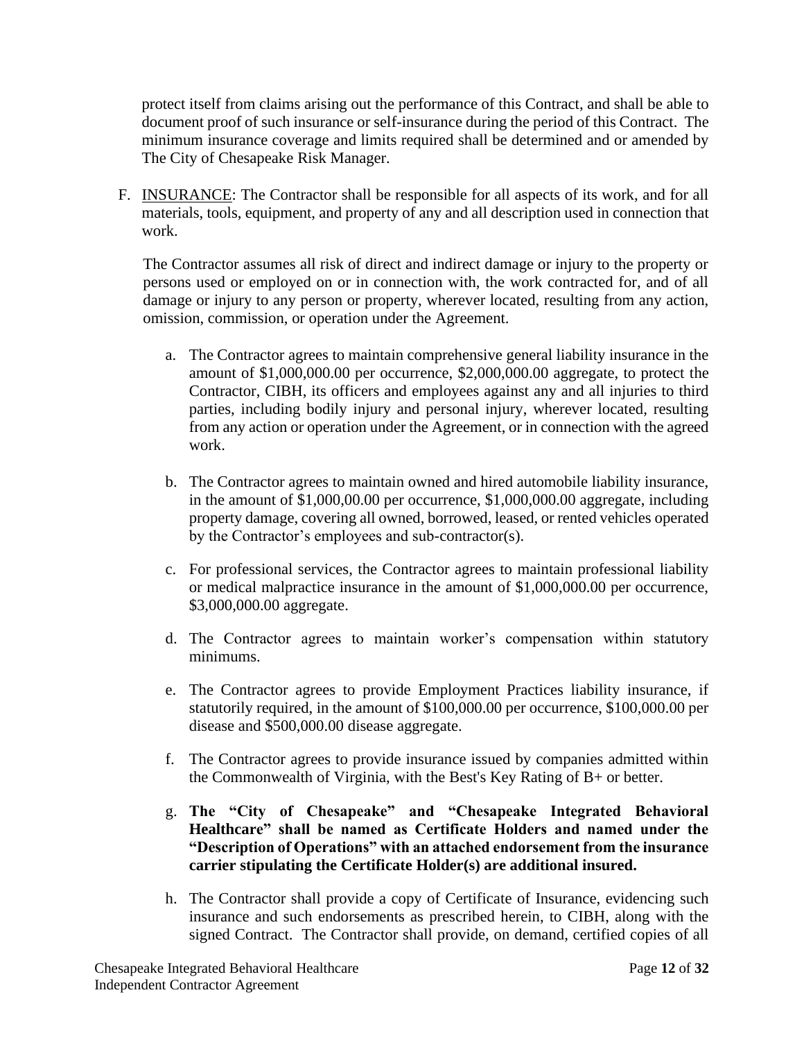protect itself from claims arising out the performance of this Contract, and shall be able to document proof of such insurance or self-insurance during the period of this Contract. The minimum insurance coverage and limits required shall be determined and or amended by The City of Chesapeake Risk Manager.

F. <u>INSURANCE</u>: The Contractor shall be responsible for all aspects of its work, and for all materials, tools, equipment, and property of any and all description used in connection that work.

   The Contractor assumes all risk of direct and indirect damage or injury to the property or persons used or employed on or in connection with, the work contracted for, and of all damage or injury to any person or property, wherever located, resulting from any action, omission, commission, or operation under the Agreement.

   a. The Contractor agrees to maintain comprehensive general liability insurance in the amount of $1,000,000.00 per occurrence, $2,000,000.00 aggregate, to protect the Contractor, CIBH, its officers and employees against any and all injuries to third parties, including bodily injury and personal injury, wherever located, resulting from any action or operation under the Agreement, or in connection with the agreed work.

   b. The Contractor agrees to maintain owned and hired automobile liability insurance, in the amount of $1,000,00.00 per occurrence, $1,000,000.00 aggregate, including property damage, covering all owned, borrowed, leased, or rented vehicles operated by the Contractor's employees and sub-contractor(s).

   c. For professional services, the Contractor agrees to maintain professional liability or medical malpractice insurance in the amount of $1,000,000.00 per occurrence, $3,000,000.00 aggregate.

   d. The Contractor agrees to maintain worker's compensation within statutory minimums.

   e. The Contractor agrees to provide Employment Practices liability insurance, if statutorily required, in the amount of $100,000.00 per occurrence, $100,000.00 per disease and $500,000.00 disease aggregate.

   f. The Contractor agrees to provide insurance issued by companies admitted within the Commonwealth of Virginia, with the Best's Key Rating of B+ or better.

   g. **The "City of Chesapeake" and "Chesapeake Integrated Behavioral Healthcare" shall be named as Certificate Holders and named under the "Description of Operations" with an attached endorsement from the insurance carrier stipulating the Certificate Holder(s) are additional insured.**

   h. The Contractor shall provide a copy of Certificate of Insurance, evidencing such insurance and such endorsements as prescribed herein, to CIBH, along with the signed Contract. The Contractor shall provide, on demand, certified copies of all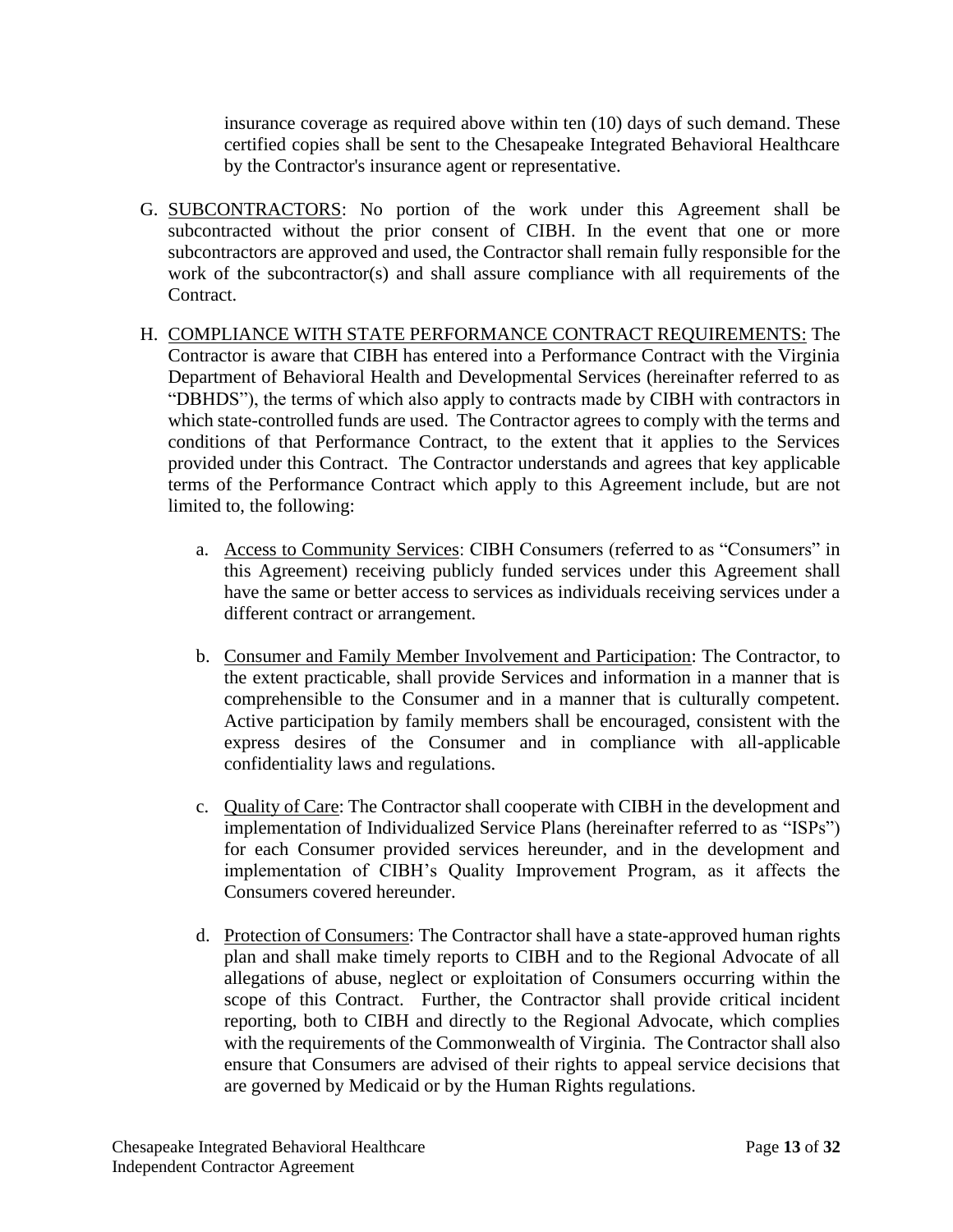insurance coverage as required above within ten (10) days of such demand. These certified copies shall be sent to the Chesapeake Integrated Behavioral Healthcare by the Contractor's insurance agent or representative.

G. SUBCONTRACTORS: No portion of the work under this Agreement shall be subcontracted without the prior consent of CIBH. In the event that one or more subcontractors are approved and used, the Contractor shall remain fully responsible for the work of the subcontractor(s) and shall assure compliance with all requirements of the Contract.

H. COMPLIANCE WITH STATE PERFORMANCE CONTRACT REQUIREMENTS: The Contractor is aware that CIBH has entered into a Performance Contract with the Virginia Department of Behavioral Health and Developmental Services (hereinafter referred to as "DBHDS"), the terms of which also apply to contracts made by CIBH with contractors in which state-controlled funds are used. The Contractor agrees to comply with the terms and conditions of that Performance Contract, to the extent that it applies to the Services provided under this Contract. The Contractor understands and agrees that key applicable terms of the Performance Contract which apply to this Agreement include, but are not limited to, the following:

   a. Access to Community Services: CIBH Consumers (referred to as "Consumers" in this Agreement) receiving publicly funded services under this Agreement shall have the same or better access to services as individuals receiving services under a different contract or arrangement.

   b. Consumer and Family Member Involvement and Participation: The Contractor, to the extent practicable, shall provide Services and information in a manner that is comprehensible to the Consumer and in a manner that is culturally competent. Active participation by family members shall be encouraged, consistent with the express desires of the Consumer and in compliance with all-applicable confidentiality laws and regulations.

   c. Quality of Care: The Contractor shall cooperate with CIBH in the development and implementation of Individualized Service Plans (hereinafter referred to as "ISPs") for each Consumer provided services hereunder, and in the development and implementation of CIBH's Quality Improvement Program, as it affects the Consumers covered hereunder.

   d. Protection of Consumers: The Contractor shall have a state-approved human rights plan and shall make timely reports to CIBH and to the Regional Advocate of all allegations of abuse, neglect or exploitation of Consumers occurring within the scope of this Contract. Further, the Contractor shall provide critical incident reporting, both to CIBH and directly to the Regional Advocate, which complies with the requirements of the Commonwealth of Virginia. The Contractor shall also ensure that Consumers are advised of their rights to appeal service decisions that are governed by Medicaid or by the Human Rights regulations.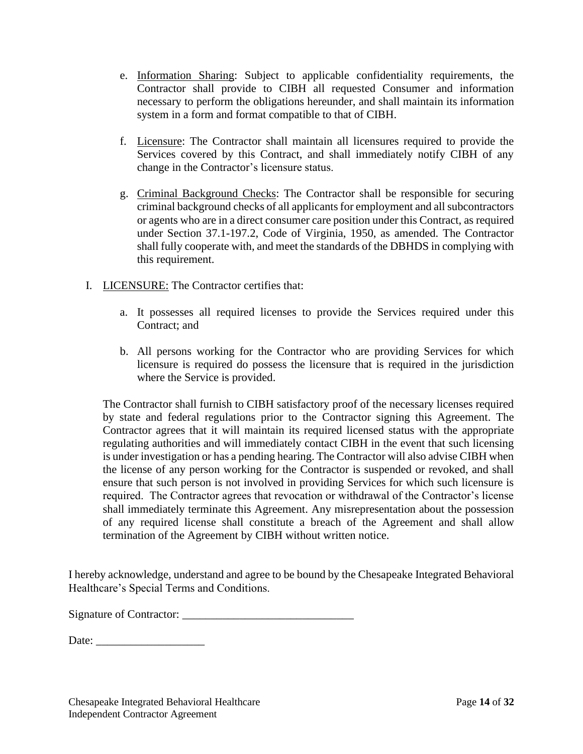e. <u>Information Sharing</u>: Subject to applicable confidentiality requirements, the Contractor shall provide to CIBH all requested Consumer and information necessary to perform the obligations hereunder, and shall maintain its information system in a form and format compatible to that of CIBH.

f. <u>Licensure</u>: The Contractor shall maintain all licensures required to provide the Services covered by this Contract, and shall immediately notify CIBH of any change in the Contractor's licensure status.

g. <u>Criminal Background Checks</u>: The Contractor shall be responsible for securing criminal background checks of all applicants for employment and all subcontractors or agents who are in a direct consumer care position under this Contract, as required under Section 37.1-197.2, Code of Virginia, 1950, as amended. The Contractor shall fully cooperate with, and meet the standards of the DBHDS in complying with this requirement.

I. <u>LICENSURE:</u> The Contractor certifies that:

a. It possesses all required licenses to provide the Services required under this Contract; and

b. All persons working for the Contractor who are providing Services for which licensure is required do possess the licensure that is required in the jurisdiction where the Service is provided.

The Contractor shall furnish to CIBH satisfactory proof of the necessary licenses required by state and federal regulations prior to the Contractor signing this Agreement. The Contractor agrees that it will maintain its required licensed status with the appropriate regulating authorities and will immediately contact CIBH in the event that such licensing is under investigation or has a pending hearing. The Contractor will also advise CIBH when the license of any person working for the Contractor is suspended or revoked, and shall ensure that such person is not involved in providing Services for which such licensure is required. The Contractor agrees that revocation or withdrawal of the Contractor's license shall immediately terminate this Agreement. Any misrepresentation about the possession of any required license shall constitute a breach of the Agreement and shall allow termination of the Agreement by CIBH without written notice.

I hereby acknowledge, understand and agree to be bound by the Chesapeake Integrated Behavioral Healthcare's Special Terms and Conditions.

Signature of Contractor: ______________________________

Date: ___________________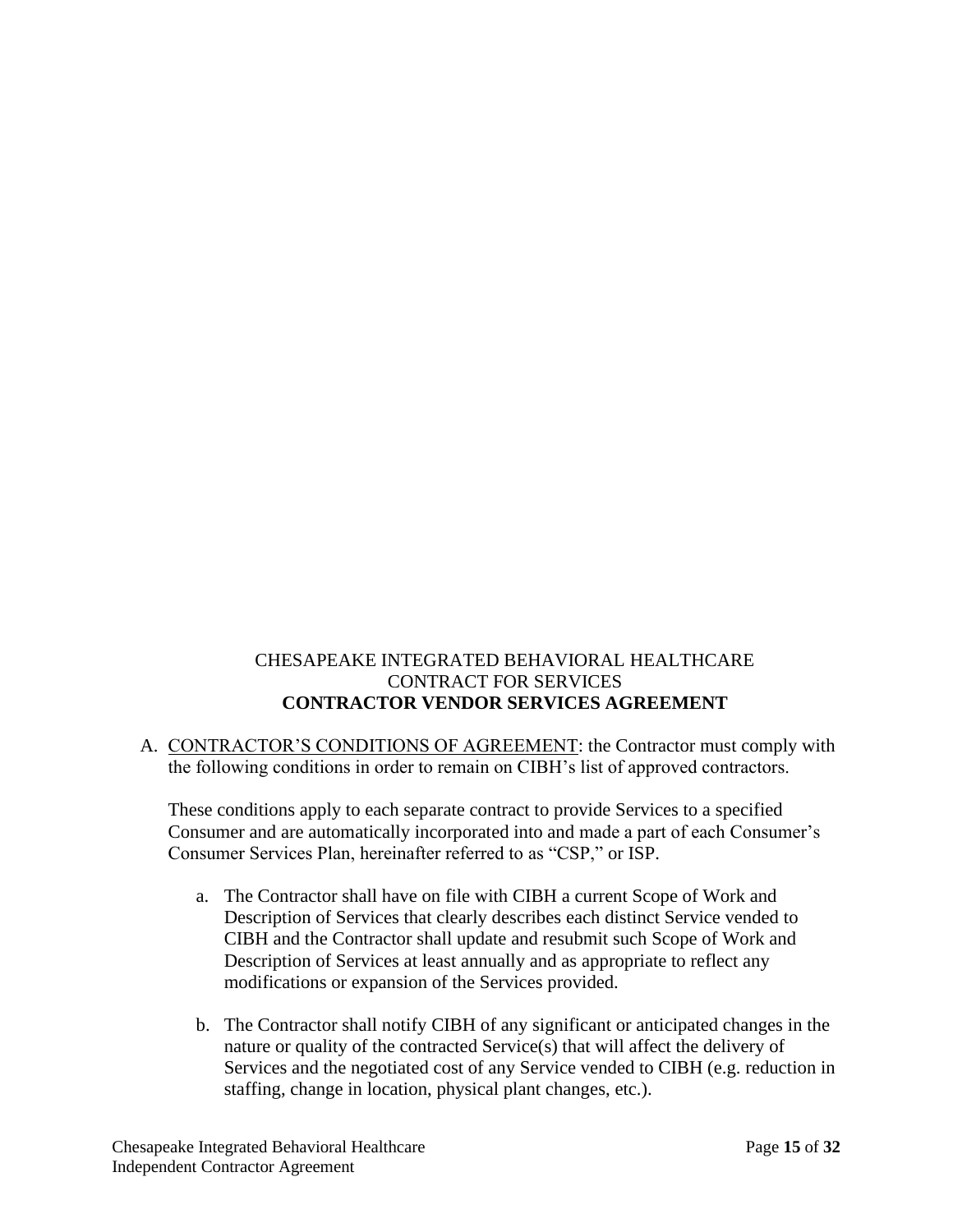CHESAPEAKE INTEGRATED BEHAVIORAL HEALTHCARE
CONTRACT FOR SERVICES
**CONTRACTOR VENDOR SERVICES AGREEMENT**

A. <u>CONTRACTOR'S CONDITIONS OF AGREEMENT</u>: the Contractor must comply with the following conditions in order to remain on CIBH's list of approved contractors.

   These conditions apply to each separate contract to provide Services to a specified Consumer and are automatically incorporated into and made a part of each Consumer's Consumer Services Plan, hereinafter referred to as "CSP," or ISP.

   a. The Contractor shall have on file with CIBH a current Scope of Work and Description of Services that clearly describes each distinct Service vended to CIBH and the Contractor shall update and resubmit such Scope of Work and Description of Services at least annually and as appropriate to reflect any modifications or expansion of the Services provided.

   b. The Contractor shall notify CIBH of any significant or anticipated changes in the nature or quality of the contracted Service(s) that will affect the delivery of Services and the negotiated cost of any Service vended to CIBH (e.g. reduction in staffing, change in location, physical plant changes, etc.).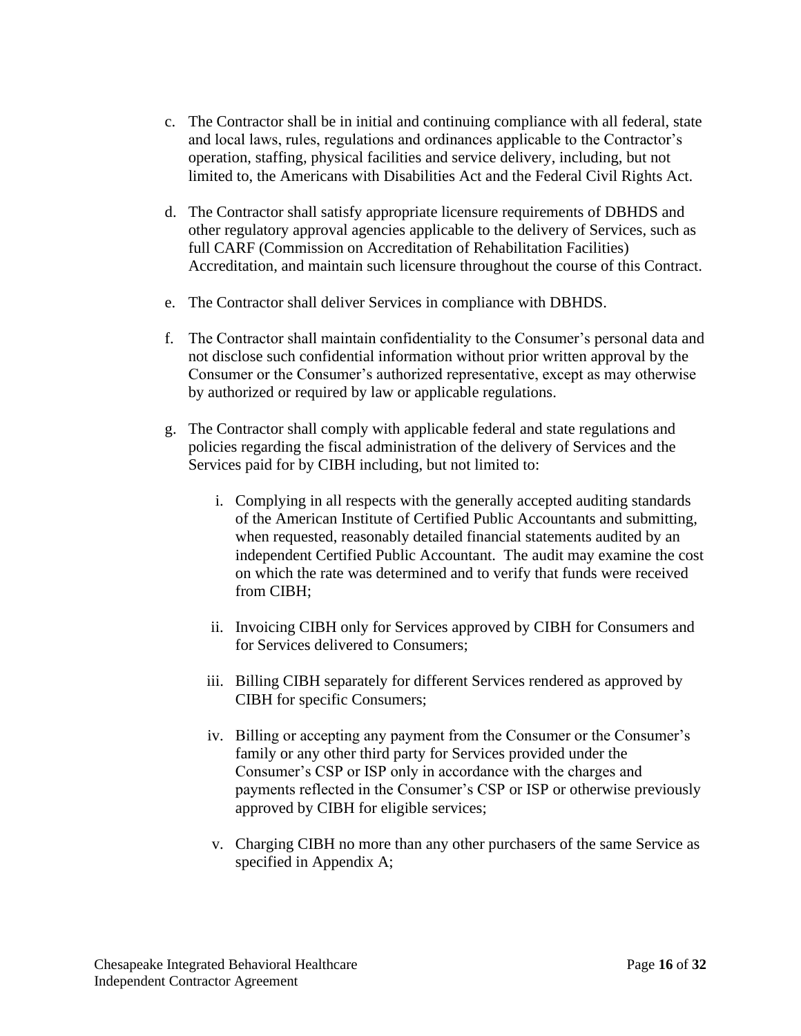c. The Contractor shall be in initial and continuing compliance with all federal, state and local laws, rules, regulations and ordinances applicable to the Contractor's operation, staffing, physical facilities and service delivery, including, but not limited to, the Americans with Disabilities Act and the Federal Civil Rights Act.

d. The Contractor shall satisfy appropriate licensure requirements of DBHDS and other regulatory approval agencies applicable to the delivery of Services, such as full CARF (Commission on Accreditation of Rehabilitation Facilities) Accreditation, and maintain such licensure throughout the course of this Contract.

e. The Contractor shall deliver Services in compliance with DBHDS.

f. The Contractor shall maintain confidentiality to the Consumer's personal data and not disclose such confidential information without prior written approval by the Consumer or the Consumer's authorized representative, except as may otherwise by authorized or required by law or applicable regulations.

g. The Contractor shall comply with applicable federal and state regulations and policies regarding the fiscal administration of the delivery of Services and the Services paid for by CIBH including, but not limited to:

   i. Complying in all respects with the generally accepted auditing standards of the American Institute of Certified Public Accountants and submitting, when requested, reasonably detailed financial statements audited by an independent Certified Public Accountant. The audit may examine the cost on which the rate was determined and to verify that funds were received from CIBH;

   ii. Invoicing CIBH only for Services approved by CIBH for Consumers and for Services delivered to Consumers;

   iii. Billing CIBH separately for different Services rendered as approved by CIBH for specific Consumers;

   iv. Billing or accepting any payment from the Consumer or the Consumer's family or any other third party for Services provided under the Consumer's CSP or ISP only in accordance with the charges and payments reflected in the Consumer's CSP or ISP or otherwise previously approved by CIBH for eligible services;

   v. Charging CIBH no more than any other purchasers of the same Service as specified in Appendix A;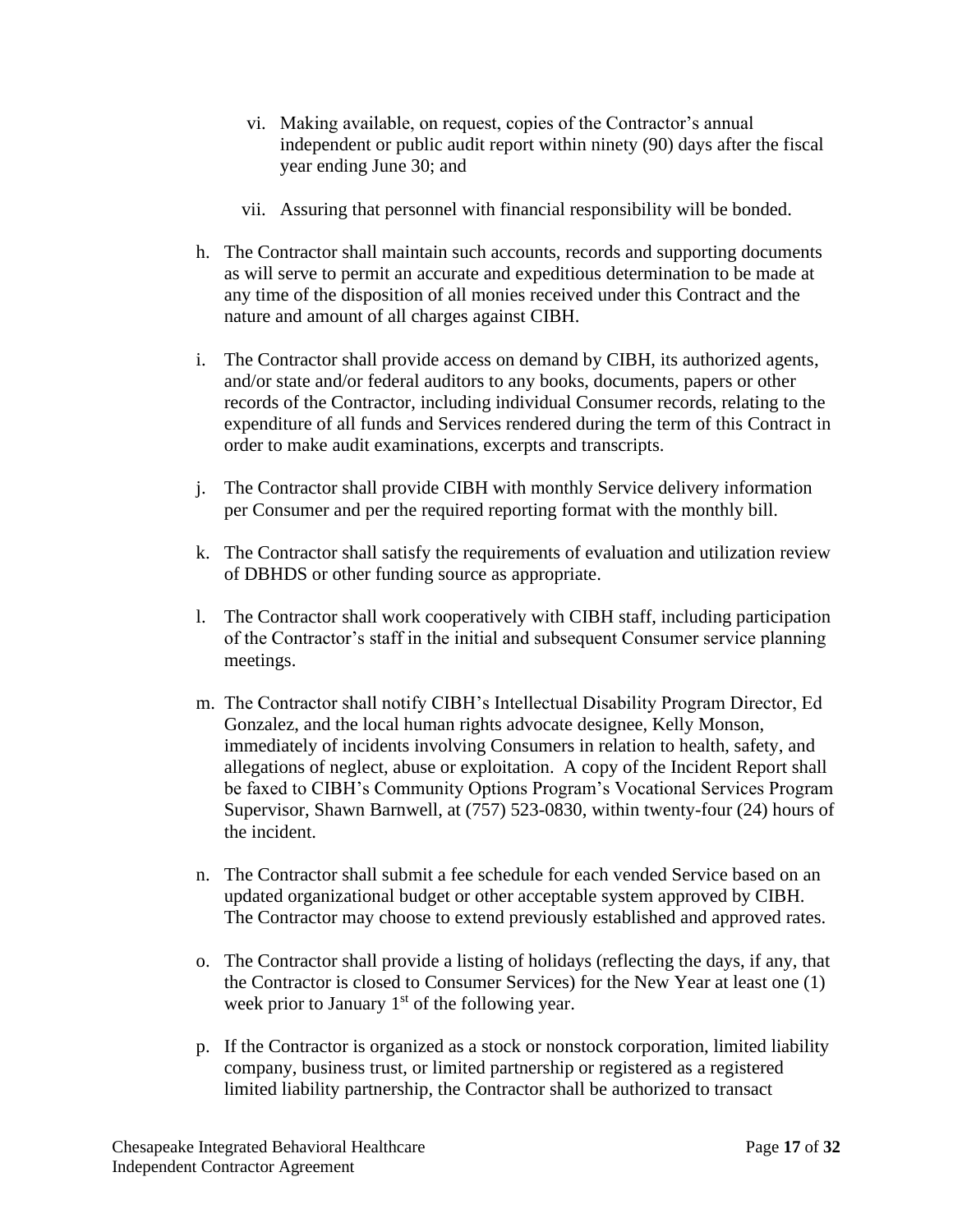vi. Making available, on request, copies of the Contractor's annual independent or public audit report within ninety (90) days after the fiscal year ending June 30; and

vii. Assuring that personnel with financial responsibility will be bonded.

h. The Contractor shall maintain such accounts, records and supporting documents as will serve to permit an accurate and expeditious determination to be made at any time of the disposition of all monies received under this Contract and the nature and amount of all charges against CIBH.

i. The Contractor shall provide access on demand by CIBH, its authorized agents, and/or state and/or federal auditors to any books, documents, papers or other records of the Contractor, including individual Consumer records, relating to the expenditure of all funds and Services rendered during the term of this Contract in order to make audit examinations, excerpts and transcripts.

j. The Contractor shall provide CIBH with monthly Service delivery information per Consumer and per the required reporting format with the monthly bill.

k. The Contractor shall satisfy the requirements of evaluation and utilization review of DBHDS or other funding source as appropriate.

l. The Contractor shall work cooperatively with CIBH staff, including participation of the Contractor's staff in the initial and subsequent Consumer service planning meetings.

m. The Contractor shall notify CIBH's Intellectual Disability Program Director, Ed Gonzalez, and the local human rights advocate designee, Kelly Monson, immediately of incidents involving Consumers in relation to health, safety, and allegations of neglect, abuse or exploitation. A copy of the Incident Report shall be faxed to CIBH's Community Options Program's Vocational Services Program Supervisor, Shawn Barnwell, at (757) 523-0830, within twenty-four (24) hours of the incident.

n. The Contractor shall submit a fee schedule for each vended Service based on an updated organizational budget or other acceptable system approved by CIBH. The Contractor may choose to extend previously established and approved rates.

o. The Contractor shall provide a listing of holidays (reflecting the days, if any, that the Contractor is closed to Consumer Services) for the New Year at least one (1) week prior to January 1st of the following year.

p. If the Contractor is organized as a stock or nonstock corporation, limited liability company, business trust, or limited partnership or registered as a registered limited liability partnership, the Contractor shall be authorized to transact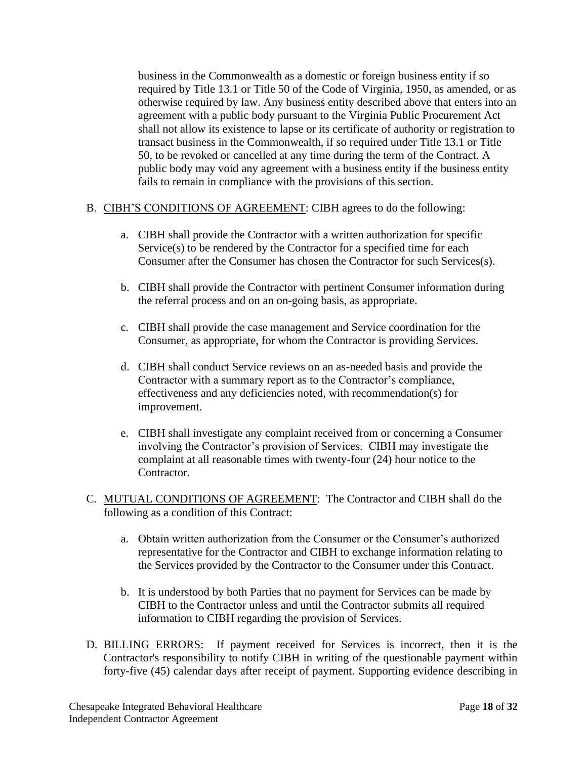business in the Commonwealth as a domestic or foreign business entity if so required by Title 13.1 or Title 50 of the Code of Virginia, 1950, as amended, or as otherwise required by law. Any business entity described above that enters into an agreement with a public body pursuant to the Virginia Public Procurement Act shall not allow its existence to lapse or its certificate of authority or registration to transact business in the Commonwealth, if so required under Title 13.1 or Title 50, to be revoked or cancelled at any time during the term of the Contract. A public body may void any agreement with a business entity if the business entity fails to remain in compliance with the provisions of this section.

B. <u>CIBH'S CONDITIONS OF AGREEMENT</u>: CIBH agrees to do the following:

   a. CIBH shall provide the Contractor with a written authorization for specific Service(s) to be rendered by the Contractor for a specified time for each Consumer after the Consumer has chosen the Contractor for such Services(s).

   b. CIBH shall provide the Contractor with pertinent Consumer information during the referral process and on an on-going basis, as appropriate.

   c. CIBH shall provide the case management and Service coordination for the Consumer, as appropriate, for whom the Contractor is providing Services.

   d. CIBH shall conduct Service reviews on an as-needed basis and provide the Contractor with a summary report as to the Contractor's compliance, effectiveness and any deficiencies noted, with recommendation(s) for improvement.

   e. CIBH shall investigate any complaint received from or concerning a Consumer involving the Contractor's provision of Services. CIBH may investigate the complaint at all reasonable times with twenty-four (24) hour notice to the Contractor.

C. <u>MUTUAL CONDITIONS OF AGREEMENT</u>: The Contractor and CIBH shall do the following as a condition of this Contract:

   a. Obtain written authorization from the Consumer or the Consumer's authorized representative for the Contractor and CIBH to exchange information relating to the Services provided by the Contractor to the Consumer under this Contract.

   b. It is understood by both Parties that no payment for Services can be made by CIBH to the Contractor unless and until the Contractor submits all required information to CIBH regarding the provision of Services.

D. <u>BILLING ERRORS</u>: If payment received for Services is incorrect, then it is the Contractor's responsibility to notify CIBH in writing of the questionable payment within forty-five (45) calendar days after receipt of payment. Supporting evidence describing in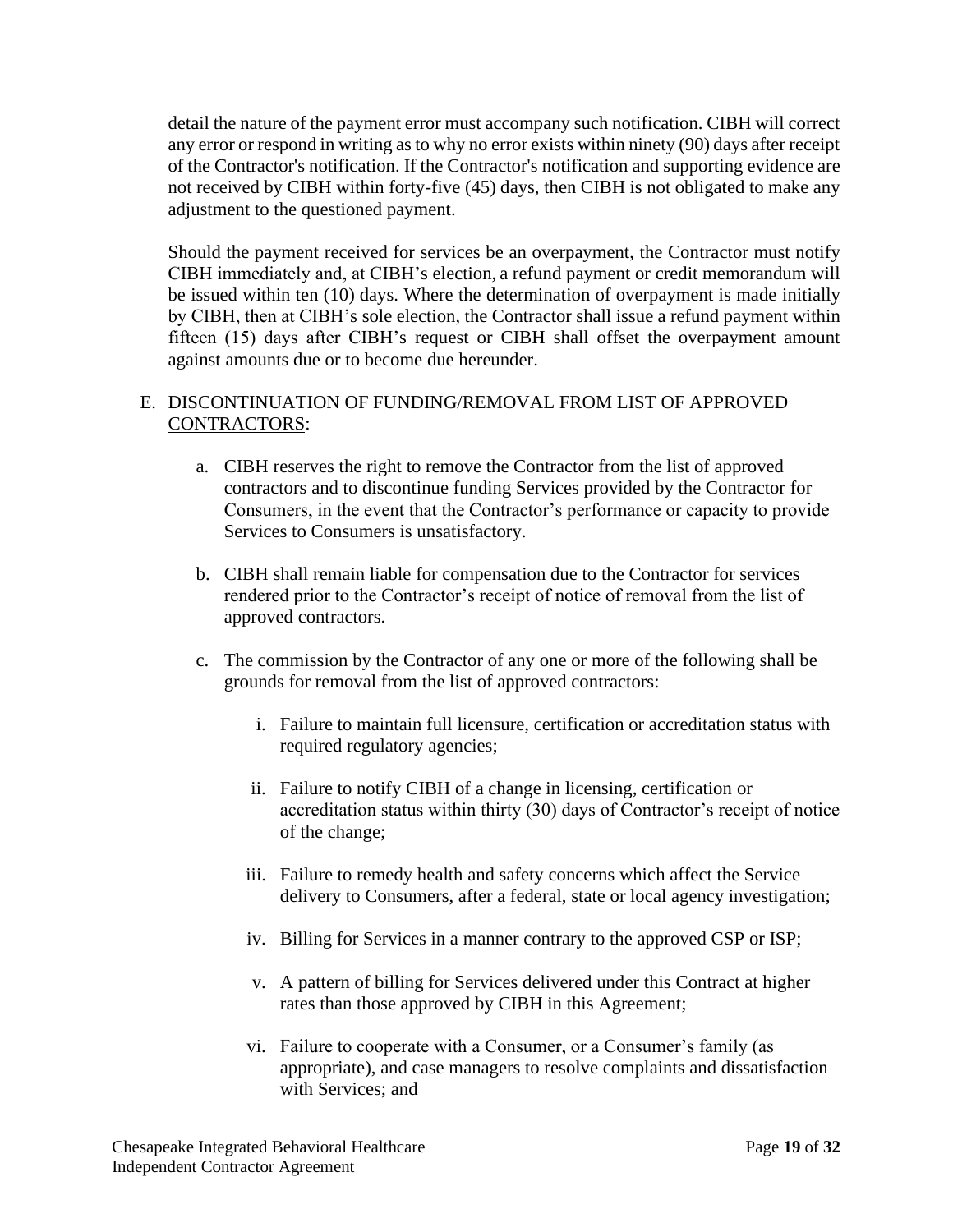detail the nature of the payment error must accompany such notification. CIBH will correct any error or respond in writing as to why no error exists within ninety (90) days after receipt of the Contractor's notification. If the Contractor's notification and supporting evidence are not received by CIBH within forty-five (45) days, then CIBH is not obligated to make any adjustment to the questioned payment.

Should the payment received for services be an overpayment, the Contractor must notify CIBH immediately and, at CIBH's election, a refund payment or credit memorandum will be issued within ten (10) days. Where the determination of overpayment is made initially by CIBH, then at CIBH's sole election, the Contractor shall issue a refund payment within fifteen (15) days after CIBH's request or CIBH shall offset the overpayment amount against amounts due or to become due hereunder.

E. <u>DISCONTINUATION OF FUNDING/REMOVAL FROM LIST OF APPROVED CONTRACTORS</u>:

   a. CIBH reserves the right to remove the Contractor from the list of approved contractors and to discontinue funding Services provided by the Contractor for Consumers, in the event that the Contractor's performance or capacity to provide Services to Consumers is unsatisfactory.

   b. CIBH shall remain liable for compensation due to the Contractor for services rendered prior to the Contractor's receipt of notice of removal from the list of approved contractors.

   c. The commission by the Contractor of any one or more of the following shall be grounds for removal from the list of approved contractors:

      i. Failure to maintain full licensure, certification or accreditation status with required regulatory agencies;

      ii. Failure to notify CIBH of a change in licensing, certification or accreditation status within thirty (30) days of Contractor's receipt of notice of the change;

      iii. Failure to remedy health and safety concerns which affect the Service delivery to Consumers, after a federal, state or local agency investigation;

      iv. Billing for Services in a manner contrary to the approved CSP or ISP;

      v. A pattern of billing for Services delivered under this Contract at higher rates than those approved by CIBH in this Agreement;

      vi. Failure to cooperate with a Consumer, or a Consumer's family (as appropriate), and case managers to resolve complaints and dissatisfaction with Services; and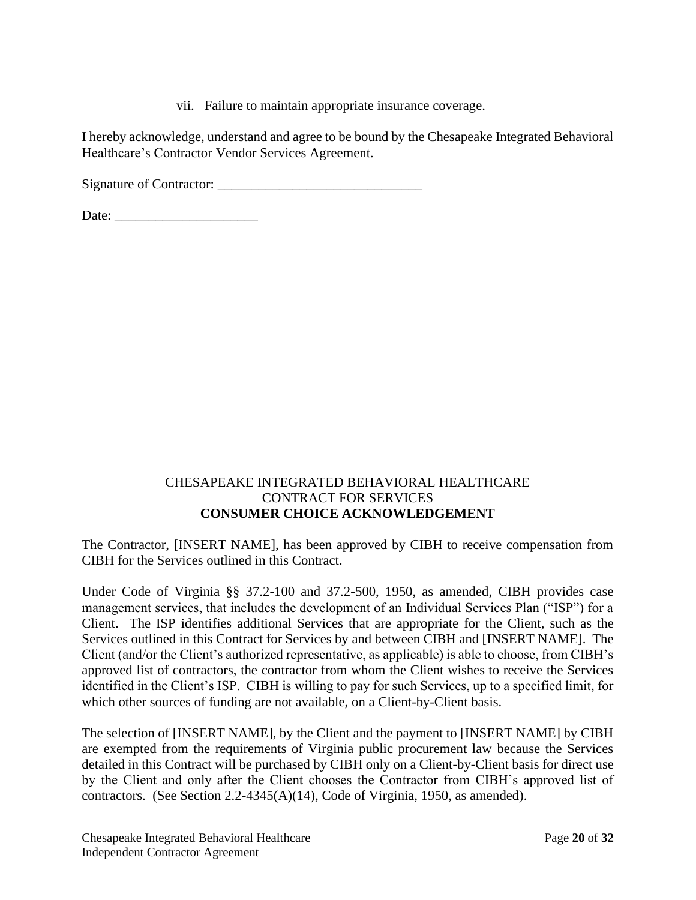vii. Failure to maintain appropriate insurance coverage.

I hereby acknowledge, understand and agree to be bound by the Chesapeake Integrated Behavioral Healthcare's Contractor Vendor Services Agreement.

Signature of Contractor: ______________________________

Date: _____________________

CHESAPEAKE INTEGRATED BEHAVIORAL HEALTHCARE
CONTRACT FOR SERVICES
**CONSUMER CHOICE ACKNOWLEDGEMENT**

The Contractor, [INSERT NAME], has been approved by CIBH to receive compensation from CIBH for the Services outlined in this Contract.

Under Code of Virginia §§ 37.2-100 and 37.2-500, 1950, as amended, CIBH provides case management services, that includes the development of an Individual Services Plan ("ISP") for a Client. The ISP identifies additional Services that are appropriate for the Client, such as the Services outlined in this Contract for Services by and between CIBH and [INSERT NAME]. The Client (and/or the Client's authorized representative, as applicable) is able to choose, from CIBH's approved list of contractors, the contractor from whom the Client wishes to receive the Services identified in the Client's ISP. CIBH is willing to pay for such Services, up to a specified limit, for which other sources of funding are not available, on a Client-by-Client basis.

The selection of [INSERT NAME], by the Client and the payment to [INSERT NAME] by CIBH are exempted from the requirements of Virginia public procurement law because the Services detailed in this Contract will be purchased by CIBH only on a Client-by-Client basis for direct use by the Client and only after the Client chooses the Contractor from CIBH's approved list of contractors. (See Section 2.2-4345(A)(14), Code of Virginia, 1950, as amended).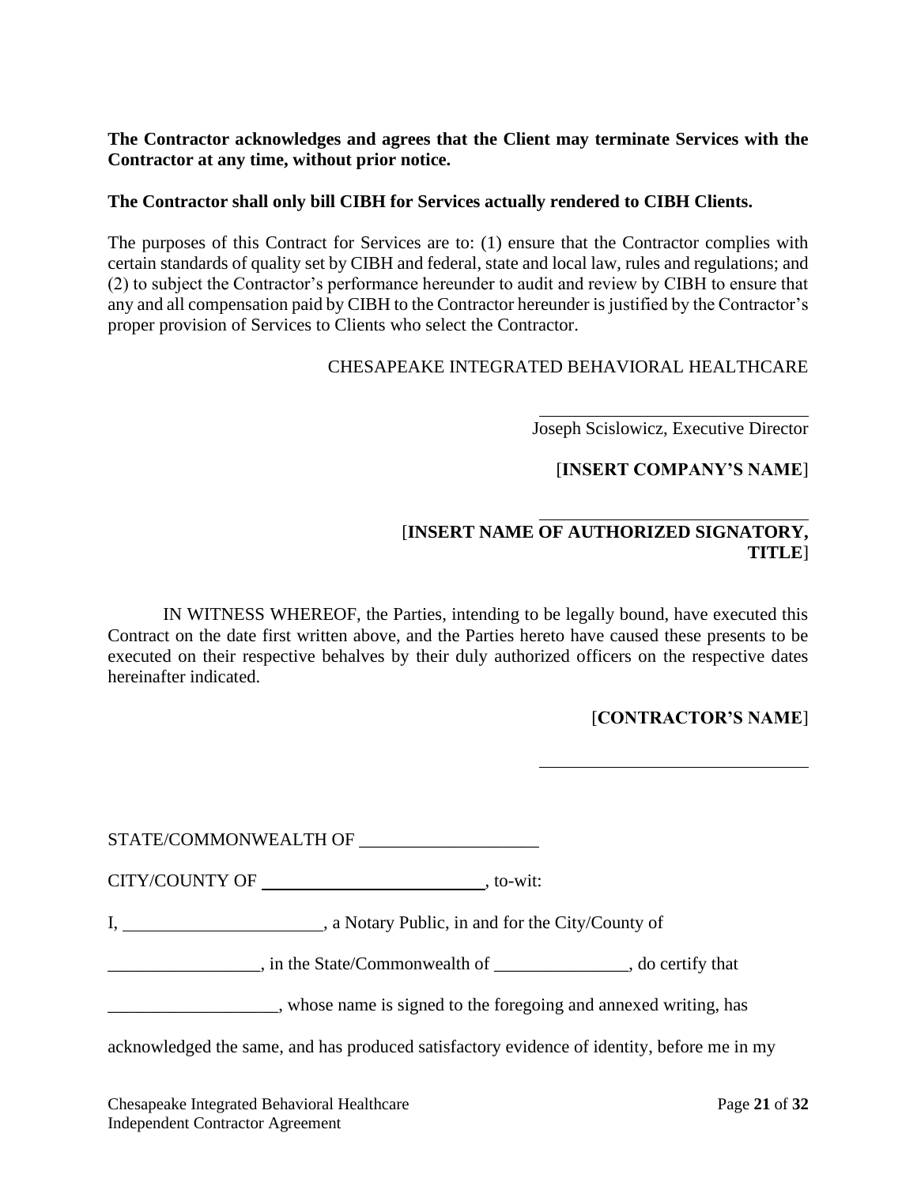**The Contractor acknowledges and agrees that the Client may terminate Services with the Contractor at any time, without prior notice.**

**The Contractor shall only bill CIBH for Services actually rendered to CIBH Clients.**

The purposes of this Contract for Services are to: (1) ensure that the Contractor complies with certain standards of quality set by CIBH and federal, state and local law, rules and regulations; and (2) to subject the Contractor's performance hereunder to audit and review by CIBH to ensure that any and all compensation paid by CIBH to the Contractor hereunder is justified by the Contractor's proper provision of Services to Clients who select the Contractor.

CHESAPEAKE INTEGRATED BEHAVIORAL HEALTHCARE

______________________________
Joseph Scislowicz, Executive Director

[**INSERT COMPANY'S NAME**]

______________________________
[**INSERT NAME OF AUTHORIZED SIGNATORY, TITLE**]

IN WITNESS WHEREOF, the Parties, intending to be legally bound, have executed this Contract on the date first written above, and the Parties hereto have caused these presents to be executed on their respective behalves by their duly authorized officers on the respective dates hereinafter indicated.

[**CONTRACTOR'S NAME**]

______________________________

STATE/COMMONWEALTH OF ____________________

CITY/COUNTY OF __________________________, to-wit:

I, ______________________, a Notary Public, in and for the City/County of

_________________, in the State/Commonwealth of _______________, do certify that

___________________, whose name is signed to the foregoing and annexed writing, has

acknowledged the same, and has produced satisfactory evidence of identity, before me in my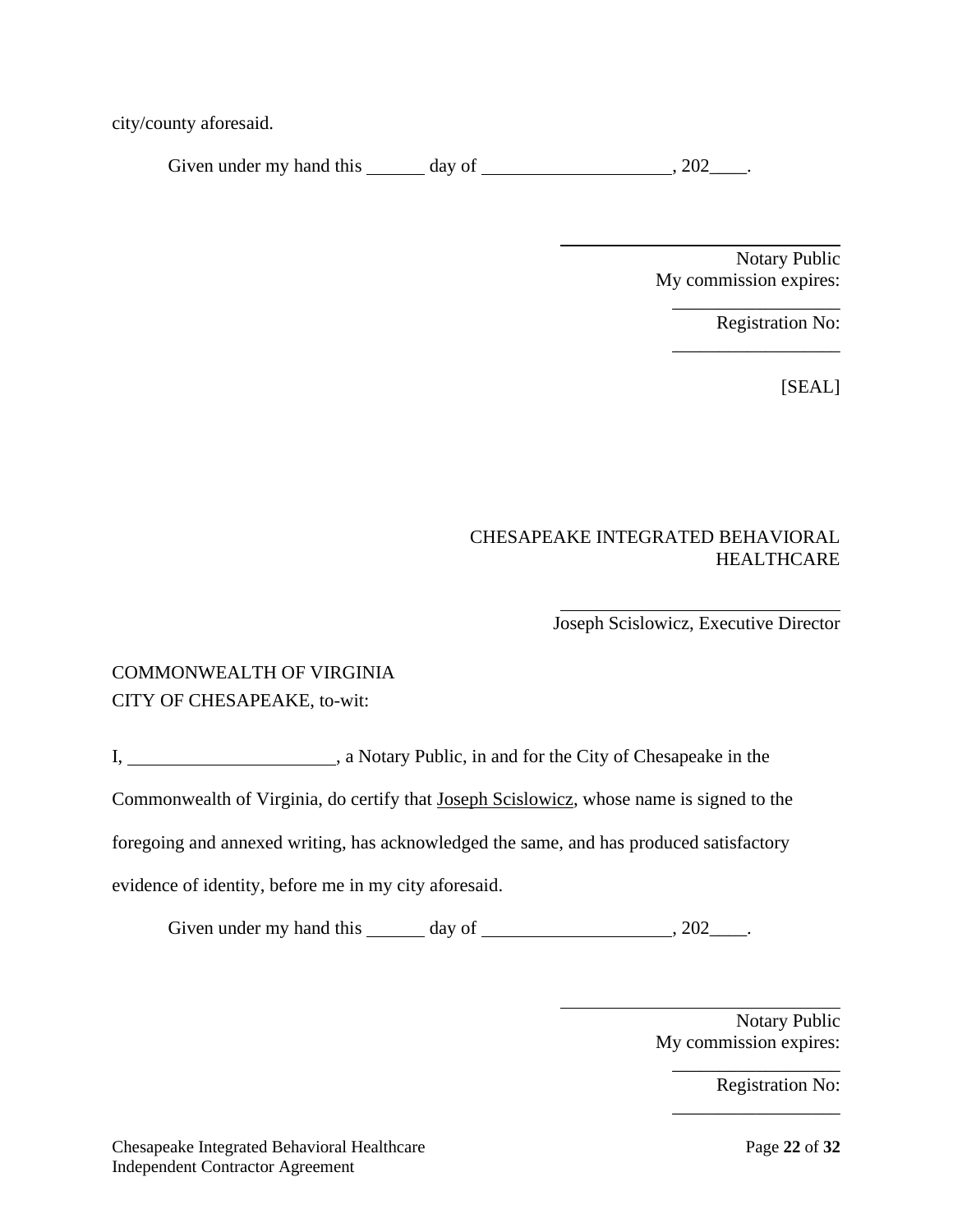city/county aforesaid.

Given under my hand this ______ day of ____________________, 202____.

\_\_\_\_\_\_\_\_\_\_\_\_\_\_\_\_\_\_\_\_\_\_\_\_\_\_\_\_\_\_
Notary Public
My commission expires:
__________________
Registration No:
__________________

[SEAL]

CHESAPEAKE INTEGRATED BEHAVIORAL HEALTHCARE

\_\_\_\_\_\_\_\_\_\_\_\_\_\_\_\_\_\_\_\_\_\_\_\_\_\_\_\_\_\_
Joseph Scislowicz, Executive Director

COMMONWEALTH OF VIRGINIA
CITY OF CHESAPEAKE, to-wit:

I, ______________________, a Notary Public, in and for the City of Chesapeake in the Commonwealth of Virginia, do certify that Joseph Scislowicz, whose name is signed to the foregoing and annexed writing, has acknowledged the same, and has produced satisfactory evidence of identity, before me in my city aforesaid.

Given under my hand this ______ day of ____________________, 202____.

\_\_\_\_\_\_\_\_\_\_\_\_\_\_\_\_\_\_\_\_\_\_\_\_\_\_\_\_\_\_
Notary Public
My commission expires:
__________________
Registration No:
__________________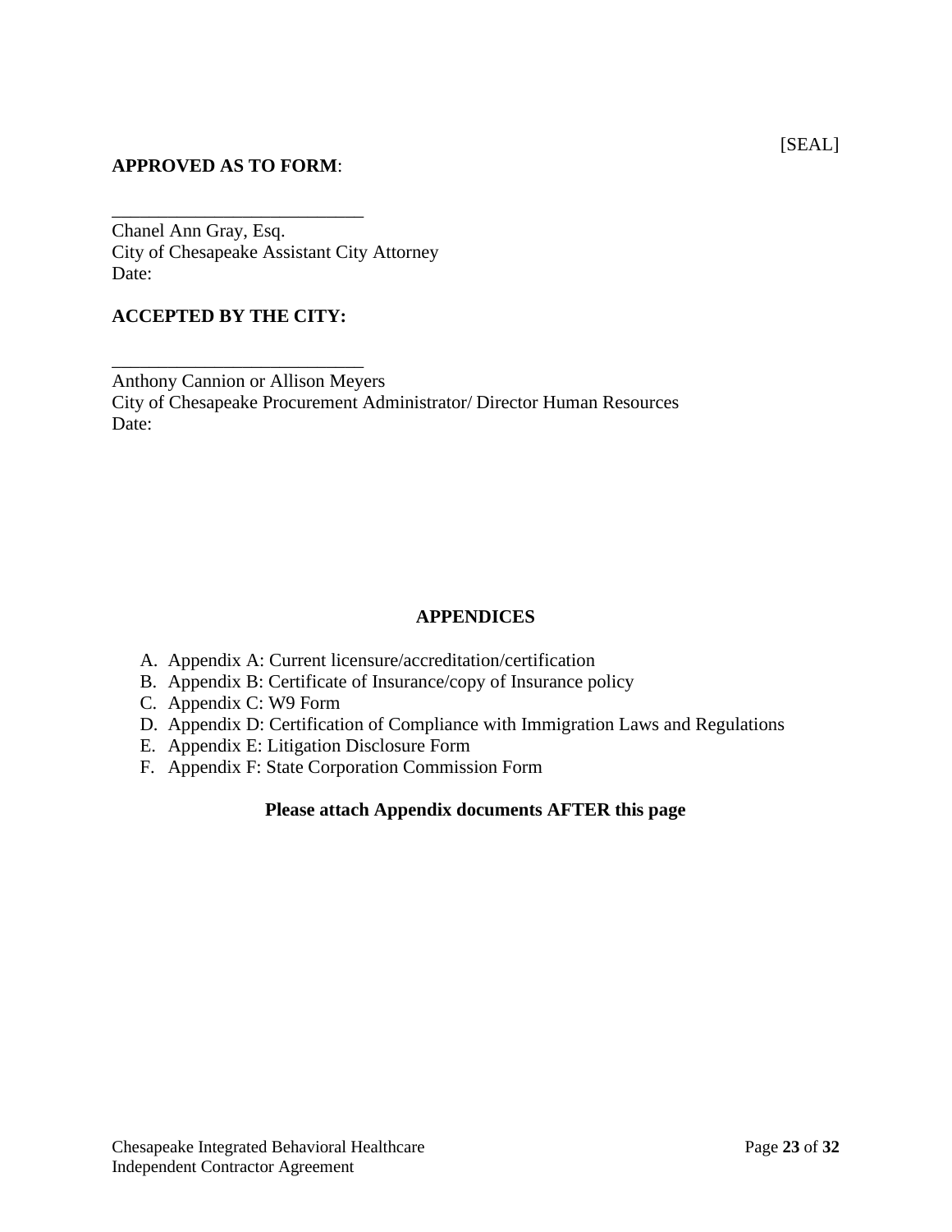[SEAL]

**APPROVED AS TO FORM**:

___________________________

Chanel Ann Gray, Esq.
City of Chesapeake Assistant City Attorney
Date:

**ACCEPTED BY THE CITY:**

___________________________

Anthony Cannion or Allison Meyers
City of Chesapeake Procurement Administrator/ Director Human Resources
Date:

**APPENDICES**

A. Appendix A: Current licensure/accreditation/certification
B. Appendix B: Certificate of Insurance/copy of Insurance policy
C. Appendix C: W9 Form
D. Appendix D: Certification of Compliance with Immigration Laws and Regulations
E. Appendix E: Litigation Disclosure Form
F. Appendix F: State Corporation Commission Form

**Please attach Appendix documents AFTER this page**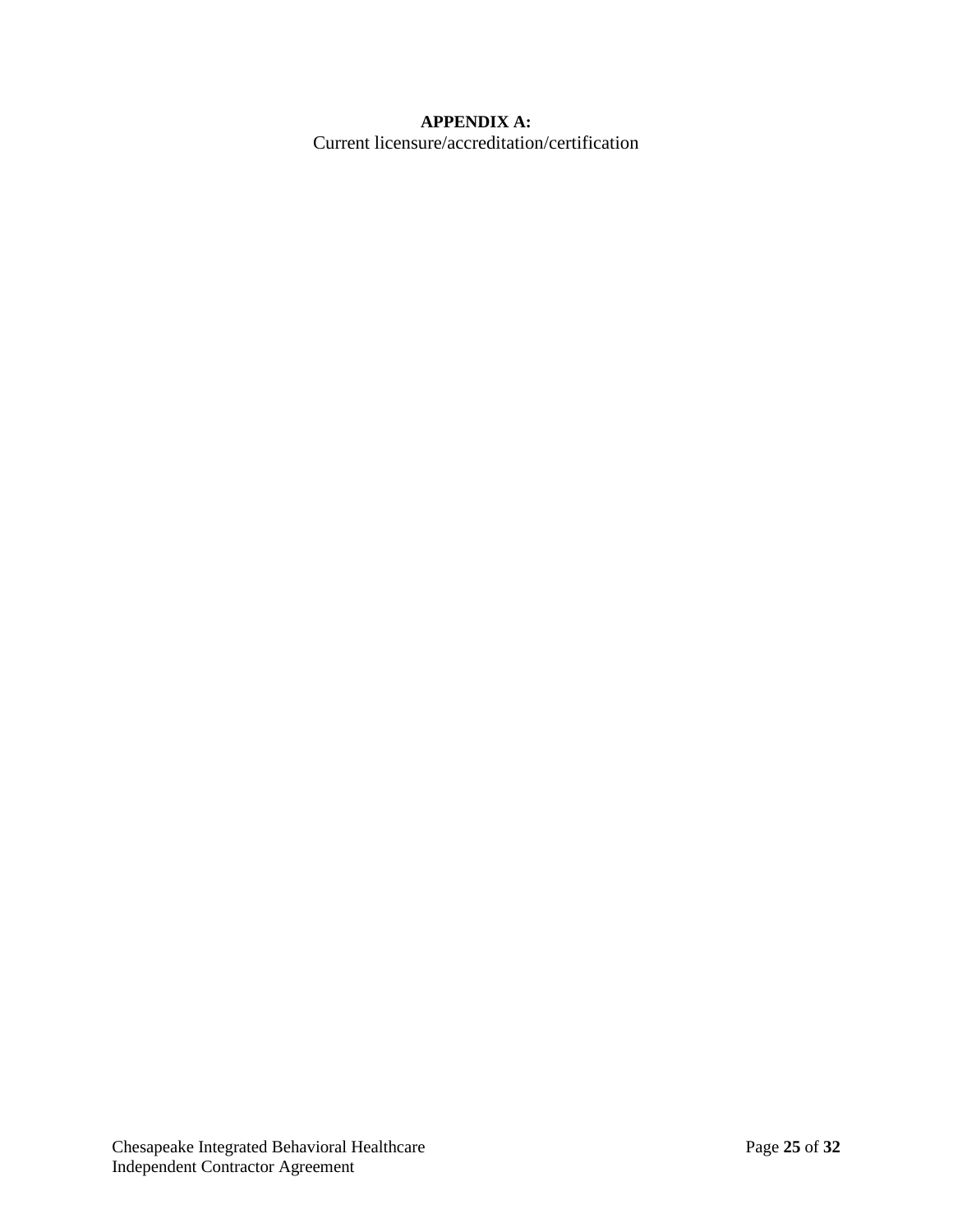**APPENDIX A:**

Current licensure/accreditation/certification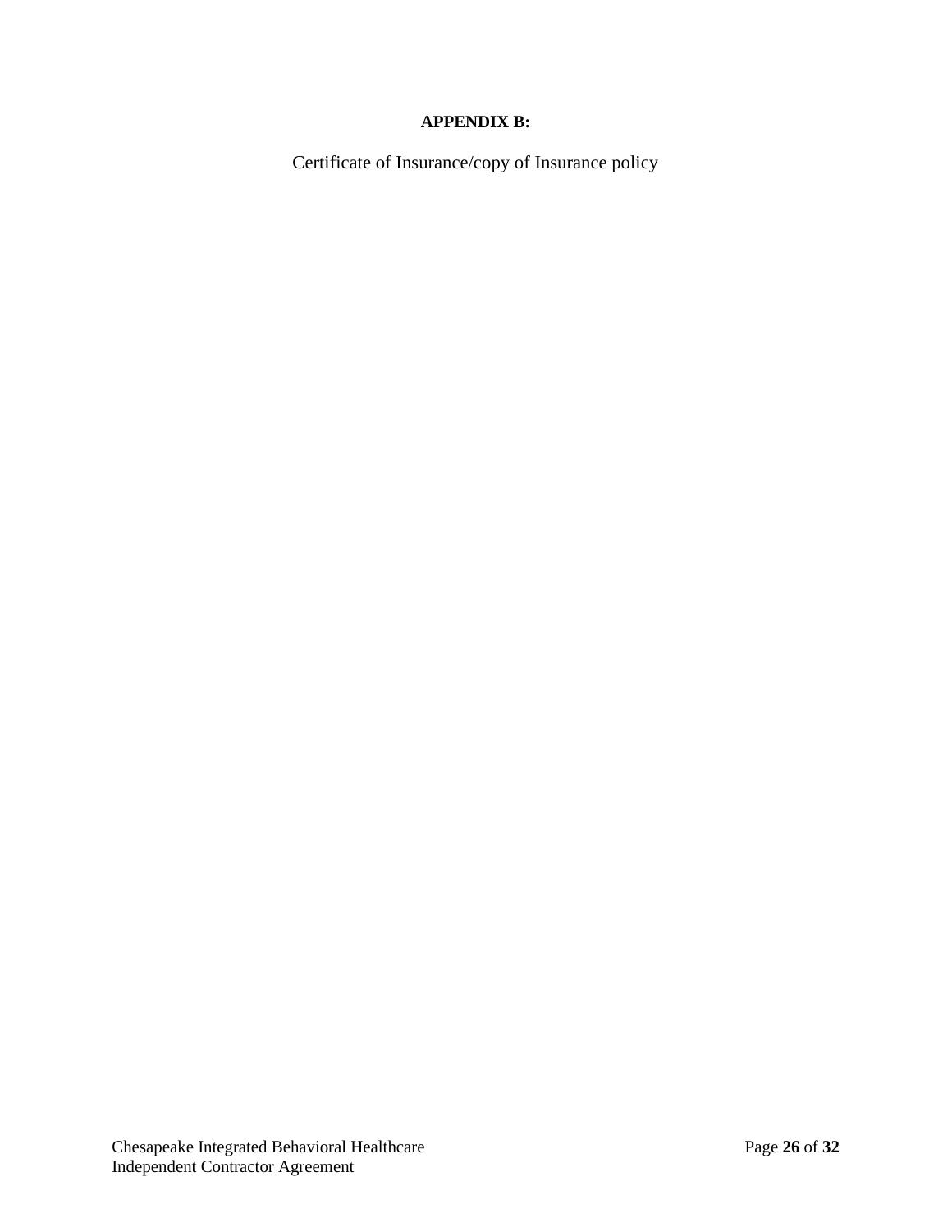**APPENDIX B:**

Certificate of Insurance/copy of Insurance policy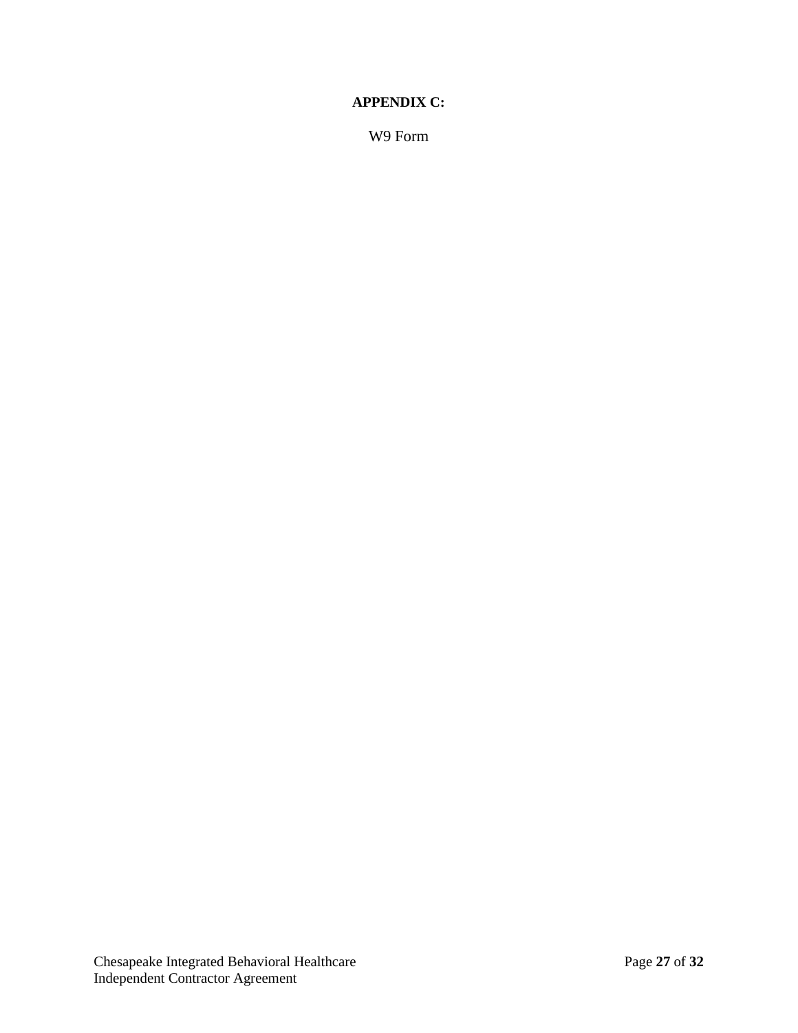**APPENDIX C:**

W9 Form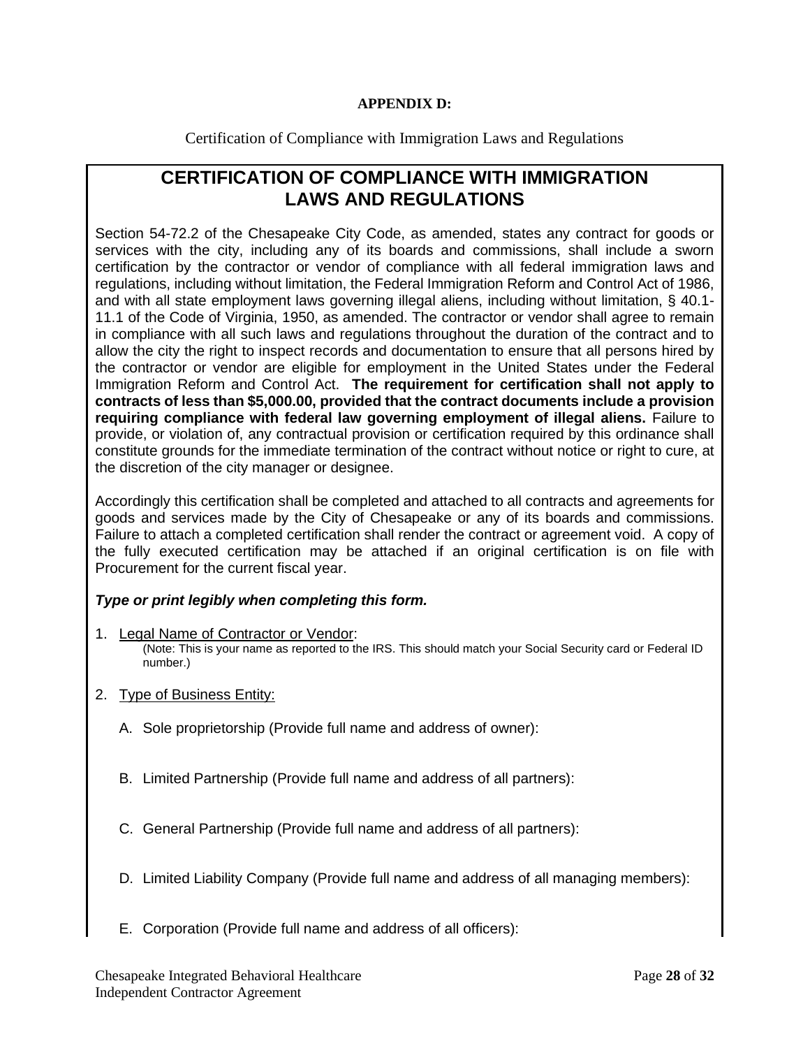**APPENDIX D:**

Certification of Compliance with Immigration Laws and Regulations

# CERTIFICATION OF COMPLIANCE WITH IMMIGRATION LAWS AND REGULATIONS

Section 54-72.2 of the Chesapeake City Code, as amended, states any contract for goods or services with the city, including any of its boards and commissions, shall include a sworn certification by the contractor or vendor of compliance with all federal immigration laws and regulations, including without limitation, the Federal Immigration Reform and Control Act of 1986, and with all state employment laws governing illegal aliens, including without limitation, § 40.1-11.1 of the Code of Virginia, 1950, as amended. The contractor or vendor shall agree to remain in compliance with all such laws and regulations throughout the duration of the contract and to allow the city the right to inspect records and documentation to ensure that all persons hired by the contractor or vendor are eligible for employment in the United States under the Federal Immigration Reform and Control Act. **The requirement for certification shall not apply to contracts of less than $5,000.00, provided that the contract documents include a provision requiring compliance with federal law governing employment of illegal aliens.** Failure to provide, or violation of, any contractual provision or certification required by this ordinance shall constitute grounds for the immediate termination of the contract without notice or right to cure, at the discretion of the city manager or designee.

Accordingly this certification shall be completed and attached to all contracts and agreements for goods and services made by the City of Chesapeake or any of its boards and commissions. Failure to attach a completed certification shall render the contract or agreement void. A copy of the fully executed certification may be attached if an original certification is on file with Procurement for the current fiscal year.

***Type or print legibly when completing this form.***

1. Legal Name of Contractor or Vendor:
   (Note: This is your name as reported to the IRS. This should match your Social Security card or Federal ID number.)

2. Type of Business Entity:

   A. Sole proprietorship (Provide full name and address of owner):

   B. Limited Partnership (Provide full name and address of all partners):

   C. General Partnership (Provide full name and address of all partners):

   D. Limited Liability Company (Provide full name and address of all managing members):

   E. Corporation (Provide full name and address of all officers):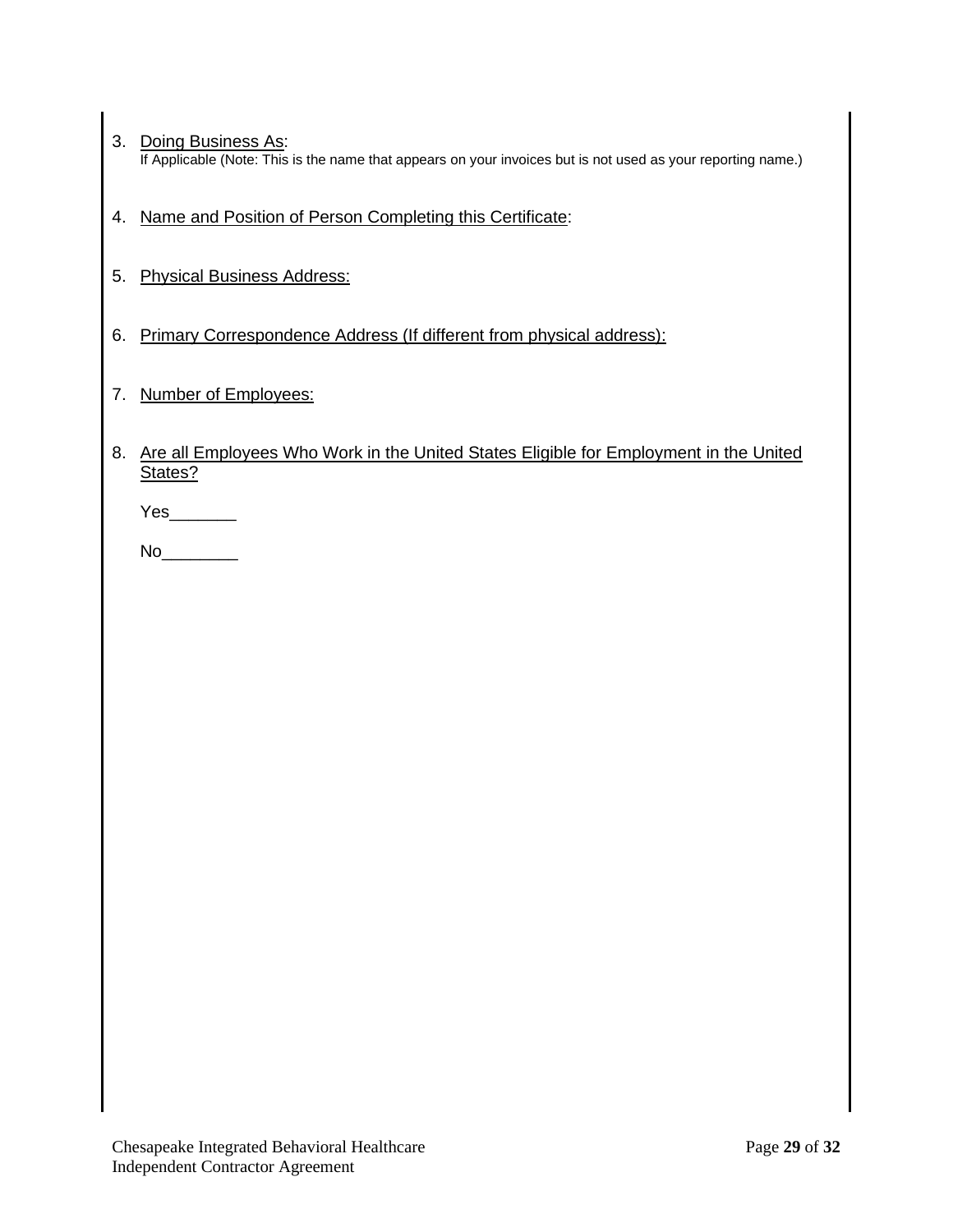3. Doing Business As:
   If Applicable (Note: This is the name that appears on your invoices but is not used as your reporting name.)

4. Name and Position of Person Completing this Certificate:

5. Physical Business Address:

6. Primary Correspondence Address (If different from physical address):

7. Number of Employees:

8. Are all Employees Who Work in the United States Eligible for Employment in the United States?

   Yes_______

   No________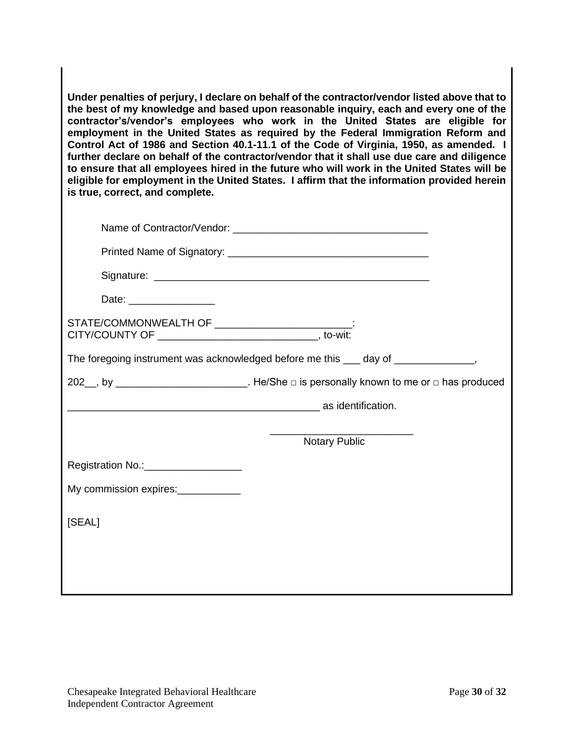**Under penalties of perjury, I declare on behalf of the contractor/vendor listed above that to the best of my knowledge and based upon reasonable inquiry, each and every one of the contractor's/vendor's employees who work in the United States are eligible for employment in the United States as required by the Federal Immigration Reform and Control Act of 1986 and Section 40.1-11.1 of the Code of Virginia, 1950, as amended. I further declare on behalf of the contractor/vendor that it shall use due care and diligence to ensure that all employees hired in the future who will work in the United States will be eligible for employment in the United States. I affirm that the information provided herein is true, correct, and complete.**

Name of Contractor/Vendor: ___________________________________

Printed Name of Signatory: ___________________________________

Signature: ________________________________________________

Date: _______________

STATE/COMMONWEALTH OF _______________________:
CITY/COUNTY OF ___________________________, to-wit:

The foregoing instrument was acknowledged before me this ___ day of _____________,

202__, by ______________________. He/She □ is personally known to me or □ has produced

____________________________________________ as identification.

________________________
Notary Public

Registration No.:________________

My commission expires:___________

[SEAL]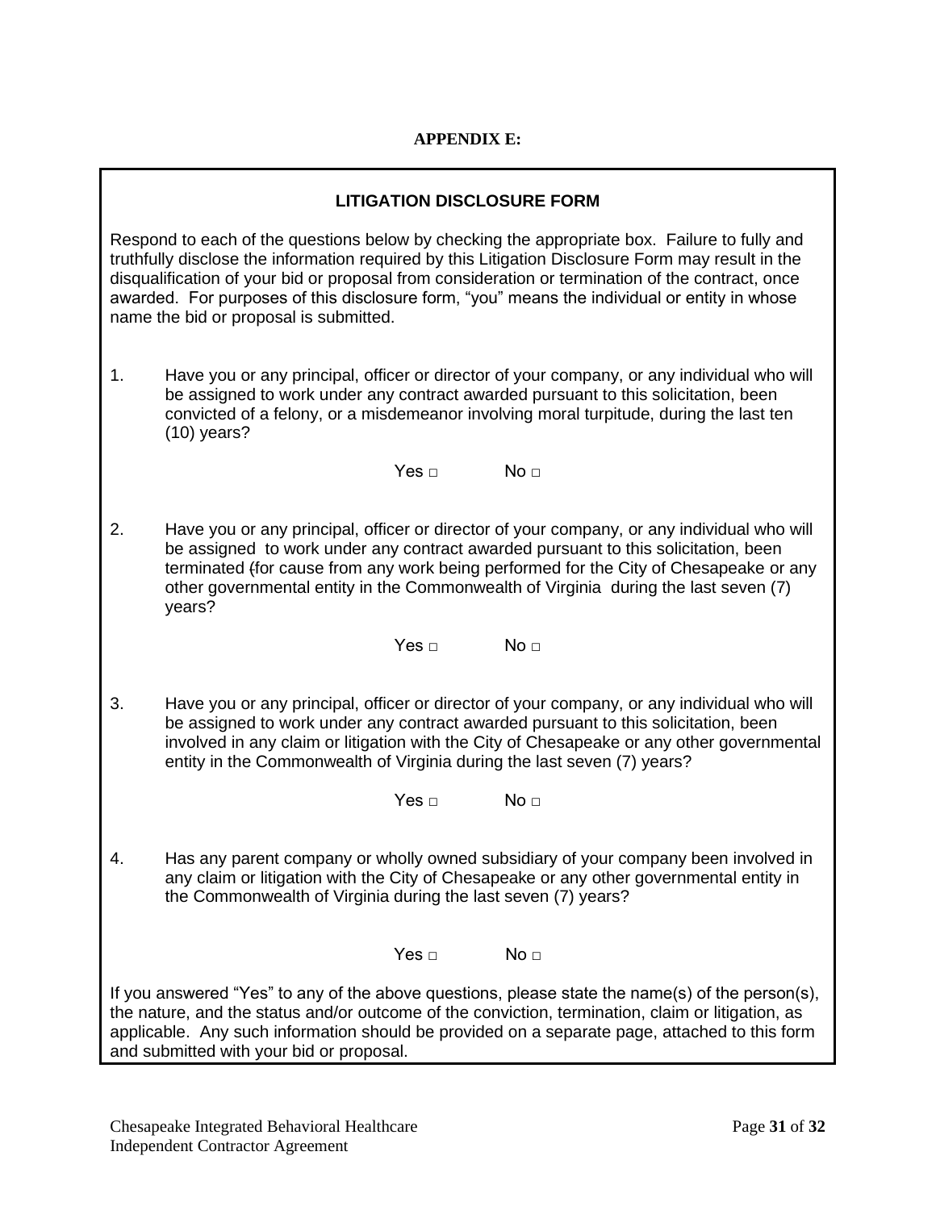**APPENDIX E:**

## LITIGATION DISCLOSURE FORM

Respond to each of the questions below by checking the appropriate box. Failure to fully and truthfully disclose the information required by this Litigation Disclosure Form may result in the disqualification of your bid or proposal from consideration or termination of the contract, once awarded. For purposes of this disclosure form, "you" means the individual or entity in whose name the bid or proposal is submitted.

1. Have you or any principal, officer or director of your company, or any individual who will be assigned to work under any contract awarded pursuant to this solicitation, been convicted of a felony, or a misdemeanor involving moral turpitude, during the last ten (10) years?

   Yes □ No □

2. Have you or any principal, officer or director of your company, or any individual who will be assigned to work under any contract awarded pursuant to this solicitation, been terminated (for cause from any work being performed for the City of Chesapeake or any other governmental entity in the Commonwealth of Virginia during the last seven (7) years?

   Yes □ No □

3. Have you or any principal, officer or director of your company, or any individual who will be assigned to work under any contract awarded pursuant to this solicitation, been involved in any claim or litigation with the City of Chesapeake or any other governmental entity in the Commonwealth of Virginia during the last seven (7) years?

   Yes □ No □

4. Has any parent company or wholly owned subsidiary of your company been involved in any claim or litigation with the City of Chesapeake or any other governmental entity in the Commonwealth of Virginia during the last seven (7) years?

   Yes □ No □

If you answered "Yes" to any of the above questions, please state the name(s) of the person(s), the nature, and the status and/or outcome of the conviction, termination, claim or litigation, as applicable. Any such information should be provided on a separate page, attached to this form and submitted with your bid or proposal.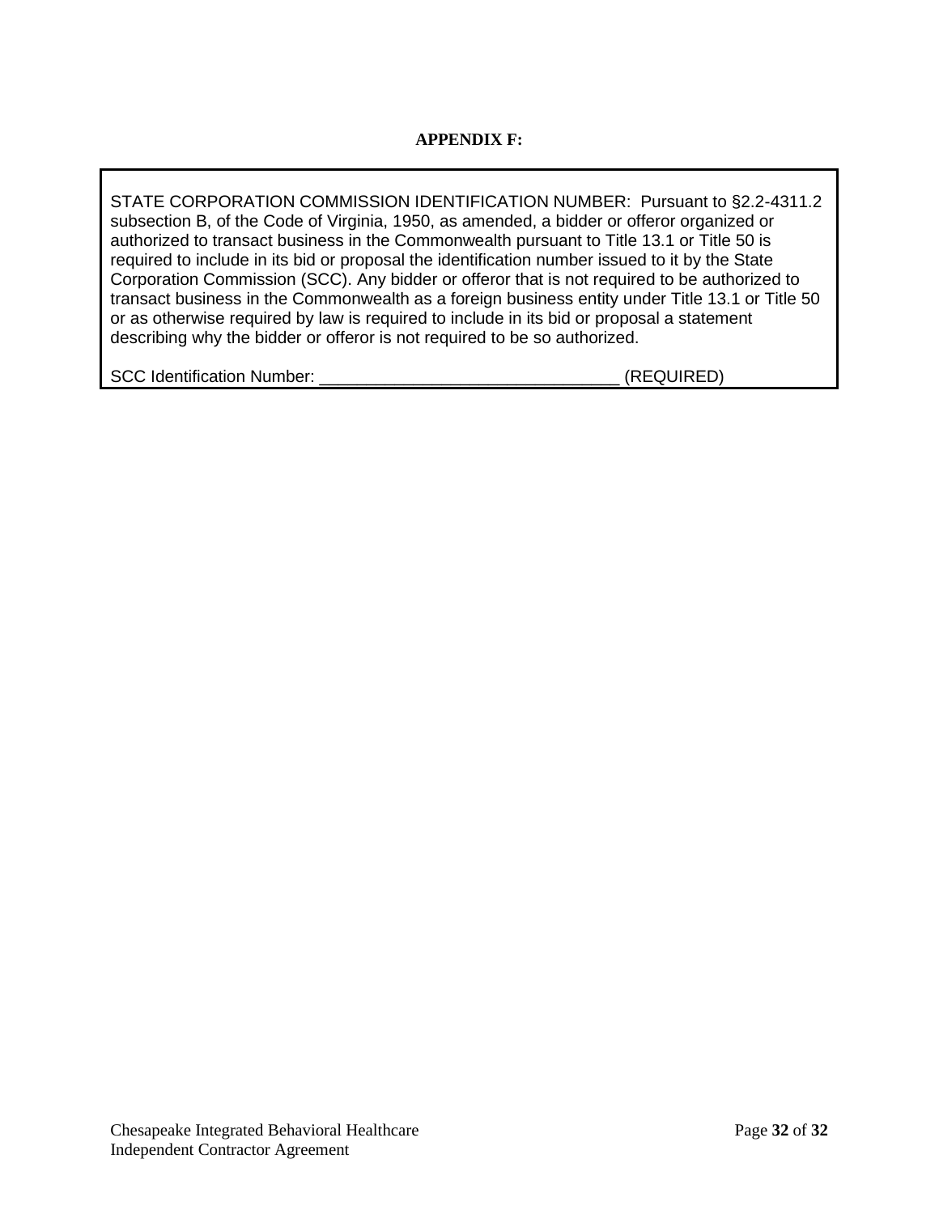**APPENDIX F:**

STATE CORPORATION COMMISSION IDENTIFICATION NUMBER: Pursuant to §2.2-4311.2 subsection B, of the Code of Virginia, 1950, as amended, a bidder or offeror organized or authorized to transact business in the Commonwealth pursuant to Title 13.1 or Title 50 is required to include in its bid or proposal the identification number issued to it by the State Corporation Commission (SCC). Any bidder or offeror that is not required to be authorized to transact business in the Commonwealth as a foreign business entity under Title 13.1 or Title 50 or as otherwise required by law is required to include in its bid or proposal a statement describing why the bidder or offeror is not required to be so authorized.

SCC Identification Number: ________________________________ (REQUIRED)